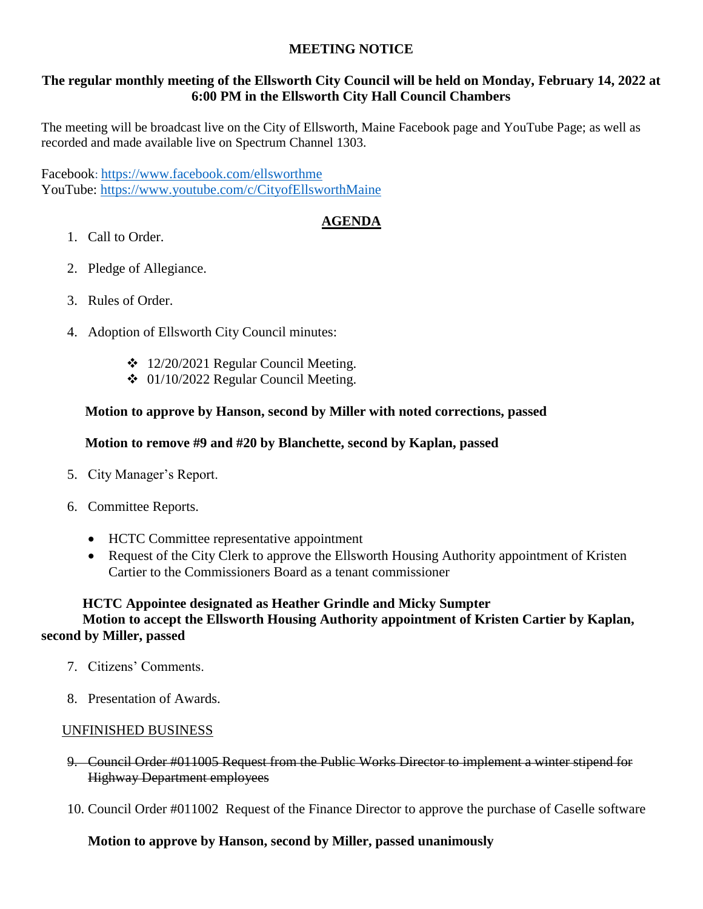# MEETING NOTICE

**The regular monthly meeting of the Ellsworth City Council will be held on Monday, February 14, 2022 at 6:00 PM in the Ellsworth City Hall Council Chambers**

The meeting will be broadcast live on the City of Ellsworth, Maine Facebook page and YouTube Page; as well as recorded and made available live on Spectrum Channel 1303.

Facebook: https://www.facebook.com/ellsworthme
YouTube: https://www.youtube.com/c/CityofEllsworthMaine

## AGENDA

1. Call to Order.

2. Pledge of Allegiance.

3. Rules of Order.

4. Adoption of Ellsworth City Council minutes:

   - 12/20/2021 Regular Council Meeting.
   - 01/10/2022 Regular Council Meeting.

**Motion to approve by Hanson, second by Miller with noted corrections, passed**

**Motion to remove #9 and #20 by Blanchette, second by Kaplan, passed**

5. City Manager's Report.

6. Committee Reports.

   - HCTC Committee representative appointment
   - Request of the City Clerk to approve the Ellsworth Housing Authority appointment of Kristen Cartier to the Commissioners Board as a tenant commissioner

**HCTC Appointee designated as Heather Grindle and Micky Sumpter**
**Motion to accept the Ellsworth Housing Authority appointment of Kristen Cartier by Kaplan, second by Miller, passed**

7. Citizens' Comments.

8. Presentation of Awards.

UNFINISHED BUSINESS

9. ~~Council Order #011005 Request from the Public Works Director to implement a winter stipend for Highway Department employees~~

10. Council Order #011002 Request of the Finance Director to approve the purchase of Caselle software

**Motion to approve by Hanson, second by Miller, passed unanimously**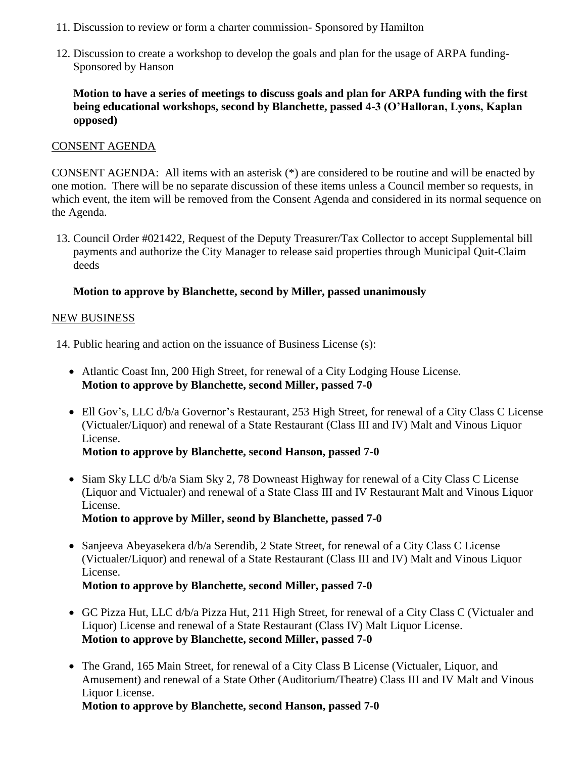11. Discussion to review or form a charter commission- Sponsored by Hamilton

12. Discussion to create a workshop to develop the goals and plan for the usage of ARPA funding- Sponsored by Hanson

    **Motion to have a series of meetings to discuss goals and plan for ARPA funding with the first being educational workshops, second by Blanchette, passed 4-3 (O'Halloran, Lyons, Kaplan opposed)**

<u>CONSENT AGENDA</u>

CONSENT AGENDA: All items with an asterisk (*) are considered to be routine and will be enacted by one motion. There will be no separate discussion of these items unless a Council member so requests, in which event, the item will be removed from the Consent Agenda and considered in its normal sequence on the Agenda.

13. Council Order #021422, Request of the Deputy Treasurer/Tax Collector to accept Supplemental bill payments and authorize the City Manager to release said properties through Municipal Quit-Claim deeds

    **Motion to approve by Blanchette, second by Miller, passed unanimously**

<u>NEW BUSINESS</u>

14. Public hearing and action on the issuance of Business License (s):

    - Atlantic Coast Inn, 200 High Street, for renewal of a City Lodging House License.
      **Motion to approve by Blanchette, second Miller, passed 7-0**
    - Ell Gov's, LLC d/b/a Governor's Restaurant, 253 High Street, for renewal of a City Class C License (Victualer/Liquor) and renewal of a State Restaurant (Class III and IV) Malt and Vinous Liquor License.
      **Motion to approve by Blanchette, second Hanson, passed 7-0**
    - Siam Sky LLC d/b/a Siam Sky 2, 78 Downeast Highway for renewal of a City Class C License (Liquor and Victualer) and renewal of a State Class III and IV Restaurant Malt and Vinous Liquor License.
      **Motion to approve by Miller, seond by Blanchette, passed 7-0**
    - Sanjeeva Abeyasekera d/b/a Serendib, 2 State Street, for renewal of a City Class C License (Victualer/Liquor) and renewal of a State Restaurant (Class III and IV) Malt and Vinous Liquor License.
      **Motion to approve by Blanchette, second Miller, passed 7-0**
    - GC Pizza Hut, LLC d/b/a Pizza Hut, 211 High Street, for renewal of a City Class C (Victualer and Liquor) License and renewal of a State Restaurant (Class IV) Malt Liquor License.
      **Motion to approve by Blanchette, second Miller, passed 7-0**
    - The Grand, 165 Main Street, for renewal of a City Class B License (Victualer, Liquor, and Amusement) and renewal of a State Other (Auditorium/Theatre) Class III and IV Malt and Vinous Liquor License.
      **Motion to approve by Blanchette, second Hanson, passed 7-0**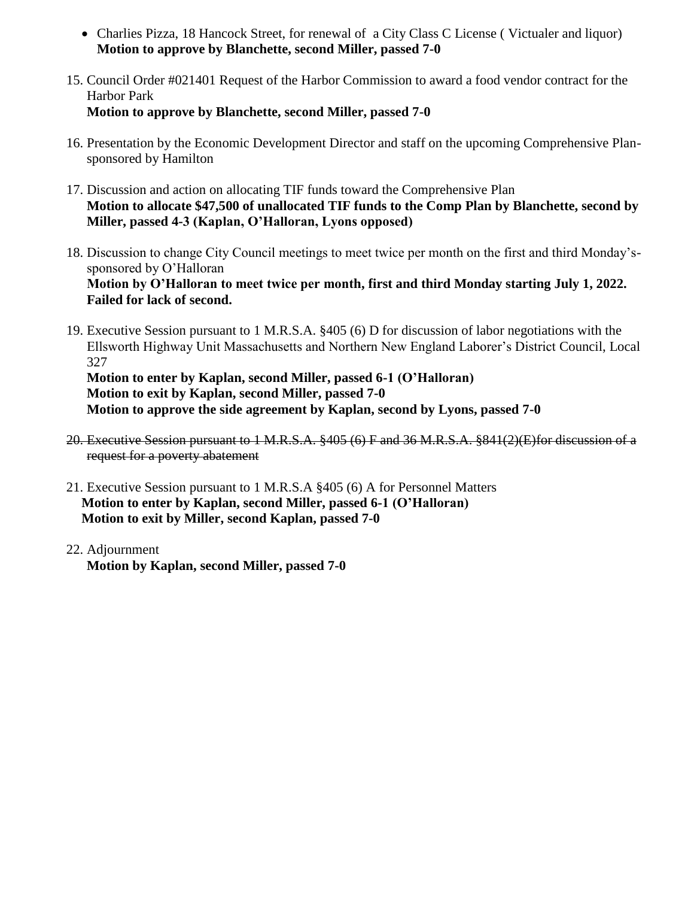- Charlies Pizza, 18 Hancock Street, for renewal of a City Class C License ( Victualer and liquor)
  **Motion to approve by Blanchette, second Miller, passed 7-0**

15. Council Order #021401 Request of the Harbor Commission to award a food vendor contract for the Harbor Park
    **Motion to approve by Blanchette, second Miller, passed 7-0**

16. Presentation by the Economic Development Director and staff on the upcoming Comprehensive Plan-sponsored by Hamilton

17. Discussion and action on allocating TIF funds toward the Comprehensive Plan
    **Motion to allocate $47,500 of unallocated TIF funds to the Comp Plan by Blanchette, second by Miller, passed 4-3 (Kaplan, O'Halloran, Lyons opposed)**

18. Discussion to change City Council meetings to meet twice per month on the first and third Monday's-sponsored by O'Halloran
    **Motion by O'Halloran to meet twice per month, first and third Monday starting July 1, 2022. Failed for lack of second.**

19. Executive Session pursuant to 1 M.R.S.A. §405 (6) D for discussion of labor negotiations with the Ellsworth Highway Unit Massachusetts and Northern New England Laborer's District Council, Local 327
    **Motion to enter by Kaplan, second Miller, passed 6-1 (O'Halloran)**
    **Motion to exit by Kaplan, second Miller, passed 7-0**
    **Motion to approve the side agreement by Kaplan, second by Lyons, passed 7-0**

20. ~~Executive Session pursuant to 1 M.R.S.A. §405 (6) F and 36 M.R.S.A. §841(2)(E)for discussion of a request for a poverty abatement~~

21. Executive Session pursuant to 1 M.R.S.A §405 (6) A for Personnel Matters
    **Motion to enter by Kaplan, second Miller, passed 6-1 (O'Halloran)**
    **Motion to exit by Miller, second Kaplan, passed 7-0**

22. Adjournment
    **Motion by Kaplan, second Miller, passed 7-0**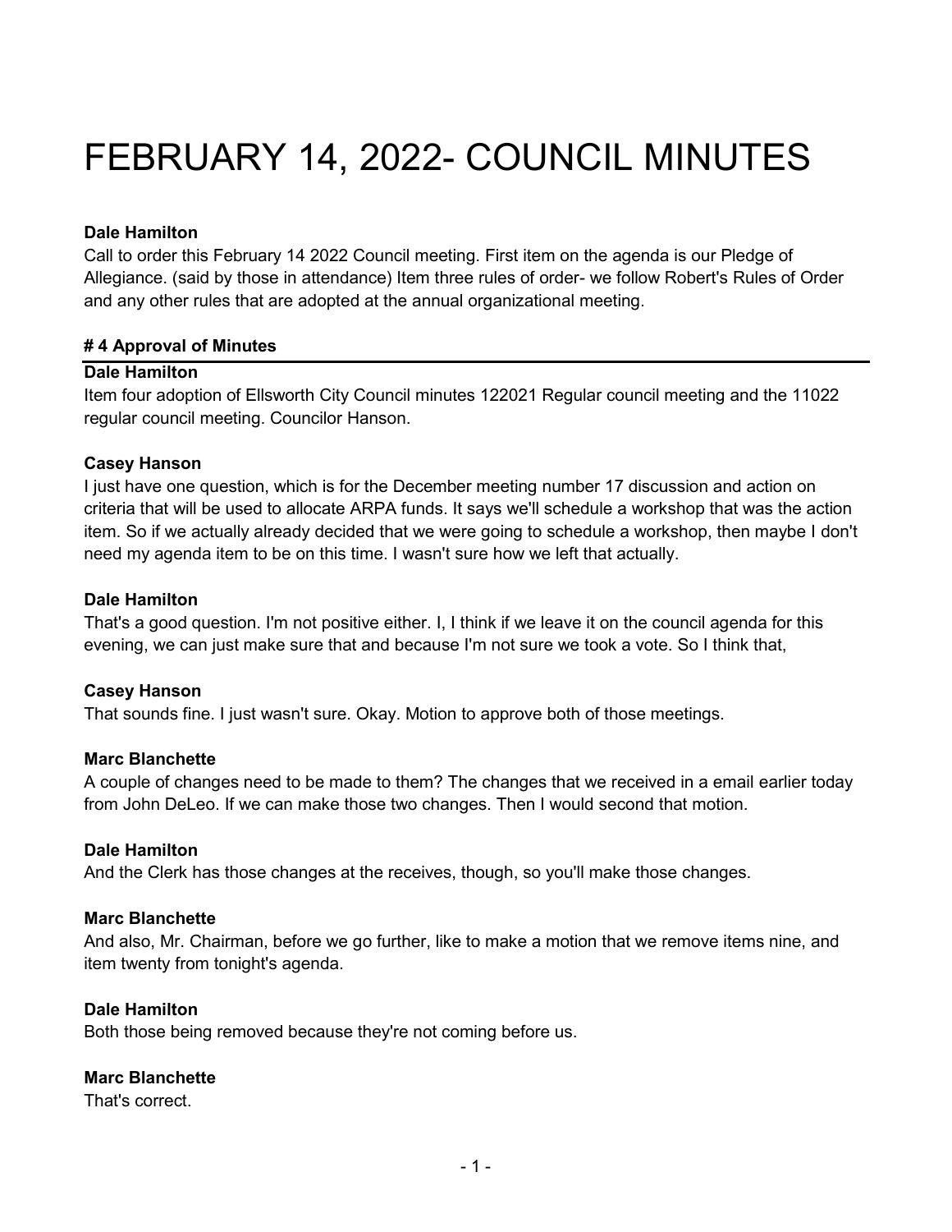# FEBRUARY 14, 2022- COUNCIL MINUTES

**Dale Hamilton**
Call to order this February 14 2022 Council meeting. First item on the agenda is our Pledge of Allegiance. (said by those in attendance) Item three rules of order- we follow Robert's Rules of Order and any other rules that are adopted at the annual organizational meeting.

### # 4 Approval of Minutes

**Dale Hamilton**
Item four adoption of Ellsworth City Council minutes 122021 Regular council meeting and the 11022 regular council meeting. Councilor Hanson.

**Casey Hanson**
I just have one question, which is for the December meeting number 17 discussion and action on criteria that will be used to allocate ARPA funds. It says we'll schedule a workshop that was the action item. So if we actually already decided that we were going to schedule a workshop, then maybe I don't need my agenda item to be on this time. I wasn't sure how we left that actually.

**Dale Hamilton**
That's a good question. I'm not positive either. I, I think if we leave it on the council agenda for this evening, we can just make sure that and because I'm not sure we took a vote. So I think that,

**Casey Hanson**
That sounds fine. I just wasn't sure. Okay. Motion to approve both of those meetings.

**Marc Blanchette**
A couple of changes need to be made to them? The changes that we received in a email earlier today from John DeLeo. If we can make those two changes. Then I would second that motion.

**Dale Hamilton**
And the Clerk has those changes at the receives, though, so you'll make those changes.

**Marc Blanchette**
And also, Mr. Chairman, before we go further, like to make a motion that we remove items nine, and item twenty from tonight's agenda.

**Dale Hamilton**
Both those being removed because they're not coming before us.

**Marc Blanchette**
That's correct.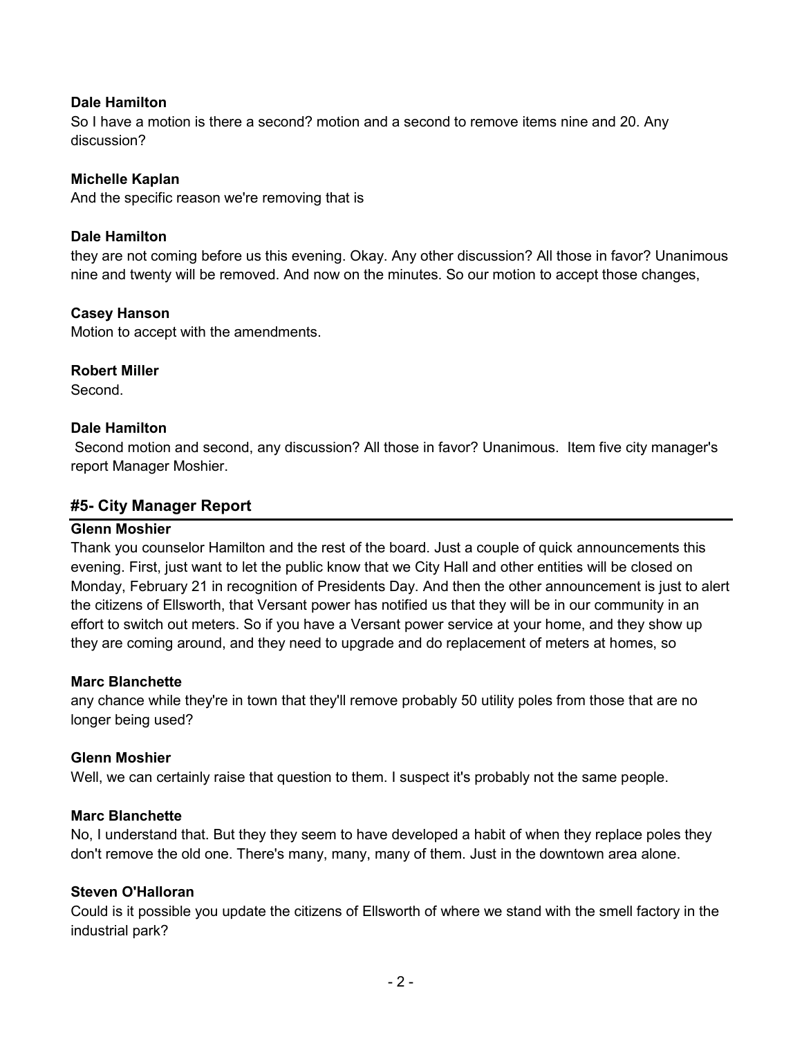**Dale Hamilton**
So I have a motion is there a second? motion and a second to remove items nine and 20. Any discussion?

**Michelle Kaplan**
And the specific reason we're removing that is

**Dale Hamilton**
they are not coming before us this evening. Okay. Any other discussion? All those in favor? Unanimous nine and twenty will be removed. And now on the minutes. So our motion to accept those changes,

**Casey Hanson**
Motion to accept with the amendments.

**Robert Miller**
Second.

**Dale Hamilton**
Second motion and second, any discussion? All those in favor? Unanimous. Item five city manager's report Manager Moshier.

## #5- City Manager Report

**Glenn Moshier**
Thank you counselor Hamilton and the rest of the board. Just a couple of quick announcements this evening. First, just want to let the public know that we City Hall and other entities will be closed on Monday, February 21 in recognition of Presidents Day. And then the other announcement is just to alert the citizens of Ellsworth, that Versant power has notified us that they will be in our community in an effort to switch out meters. So if you have a Versant power service at your home, and they show up they are coming around, and they need to upgrade and do replacement of meters at homes, so

**Marc Blanchette**
any chance while they're in town that they'll remove probably 50 utility poles from those that are no longer being used?

**Glenn Moshier**
Well, we can certainly raise that question to them. I suspect it's probably not the same people.

**Marc Blanchette**
No, I understand that. But they they seem to have developed a habit of when they replace poles they don't remove the old one. There's many, many, many of them. Just in the downtown area alone.

**Steven O'Halloran**
Could is it possible you update the citizens of Ellsworth of where we stand with the smell factory in the industrial park?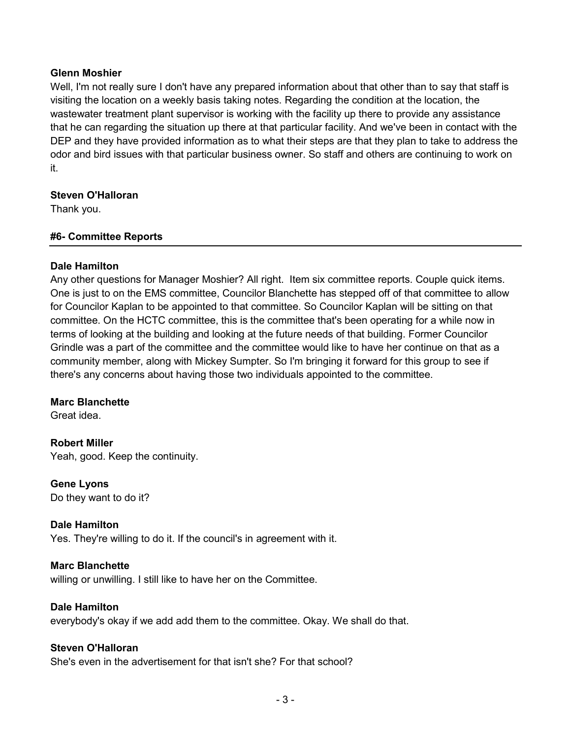**Glenn Moshier**

Well, I'm not really sure I don't have any prepared information about that other than to say that staff is visiting the location on a weekly basis taking notes. Regarding the condition at the location, the wastewater treatment plant supervisor is working with the facility up there to provide any assistance that he can regarding the situation up there at that particular facility. And we've been in contact with the DEP and they have provided information as to what their steps are that they plan to take to address the odor and bird issues with that particular business owner. So staff and others are continuing to work on it.

**Steven O'Halloran**

Thank you.

## #6- Committee Reports

**Dale Hamilton**

Any other questions for Manager Moshier? All right.  Item six committee reports. Couple quick items. One is just to on the EMS committee, Councilor Blanchette has stepped off of that committee to allow for Councilor Kaplan to be appointed to that committee. So Councilor Kaplan will be sitting on that committee. On the HCTC committee, this is the committee that's been operating for a while now in terms of looking at the building and looking at the future needs of that building. Former Councilor Grindle was a part of the committee and the committee would like to have her continue on that as a community member, along with Mickey Sumpter. So I'm bringing it forward for this group to see if there's any concerns about having those two individuals appointed to the committee.

**Marc Blanchette**

Great idea.

**Robert Miller**

Yeah, good. Keep the continuity.

**Gene Lyons**

Do they want to do it?

**Dale Hamilton**

Yes. They're willing to do it. If the council's in agreement with it.

**Marc Blanchette**

willing or unwilling. I still like to have her on the Committee.

**Dale Hamilton**

everybody's okay if we add add them to the committee. Okay. We shall do that.

**Steven O'Halloran**

She's even in the advertisement for that isn't she? For that school?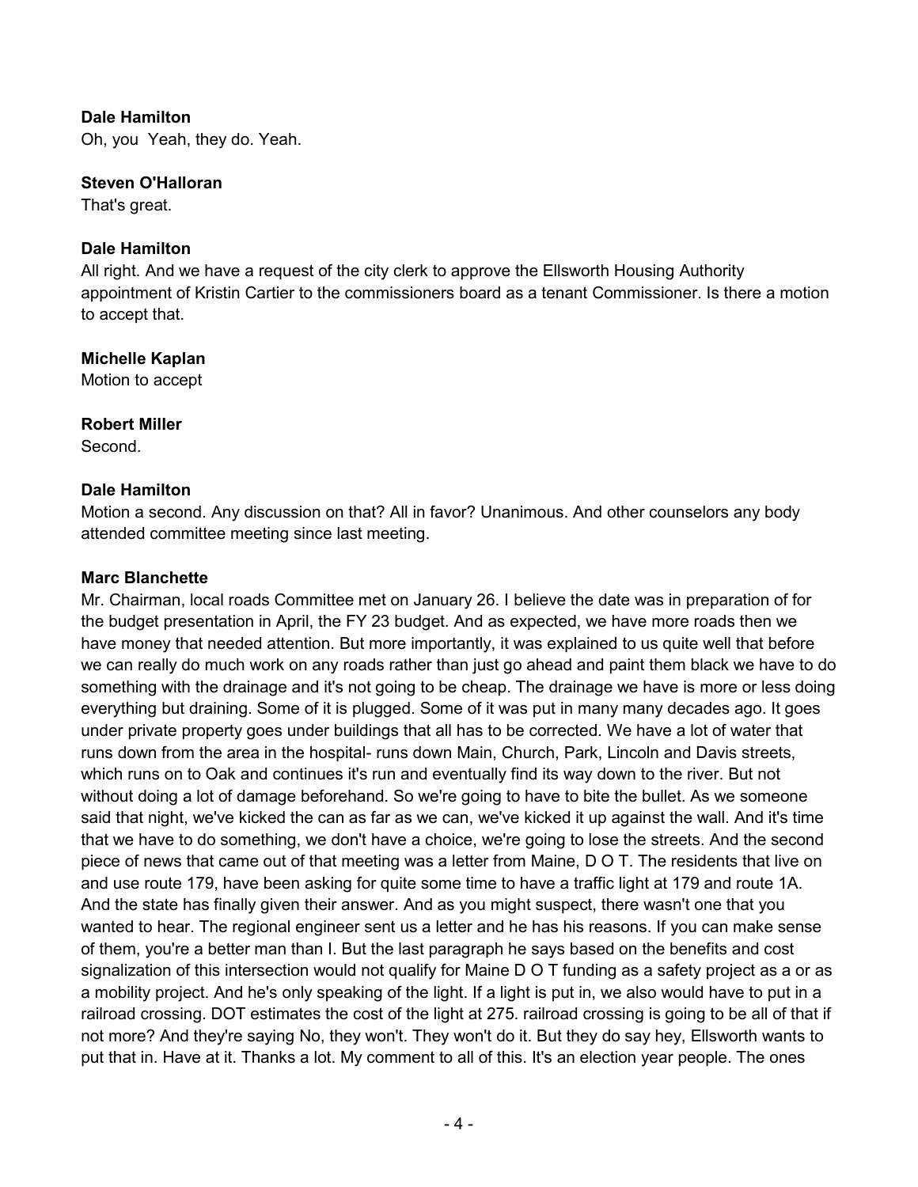**Dale Hamilton**
Oh, you  Yeah, they do. Yeah.

**Steven O'Halloran**
That's great.

**Dale Hamilton**
All right. And we have a request of the city clerk to approve the Ellsworth Housing Authority appointment of Kristin Cartier to the commissioners board as a tenant Commissioner. Is there a motion to accept that.

**Michelle Kaplan**
Motion to accept

**Robert Miller**
Second.

**Dale Hamilton**
Motion a second. Any discussion on that? All in favor? Unanimous. And other counselors any body attended committee meeting since last meeting.

**Marc Blanchette**
Mr. Chairman, local roads Committee met on January 26. I believe the date was in preparation of for the budget presentation in April, the FY 23 budget. And as expected, we have more roads then we have money that needed attention. But more importantly, it was explained to us quite well that before we can really do much work on any roads rather than just go ahead and paint them black we have to do something with the drainage and it's not going to be cheap. The drainage we have is more or less doing everything but draining. Some of it is plugged. Some of it was put in many many decades ago. It goes under private property goes under buildings that all has to be corrected. We have a lot of water that runs down from the area in the hospital- runs down Main, Church, Park, Lincoln and Davis streets, which runs on to Oak and continues it's run and eventually find its way down to the river. But not without doing a lot of damage beforehand. So we're going to have to bite the bullet. As we someone said that night, we've kicked the can as far as we can, we've kicked it up against the wall. And it's time that we have to do something, we don't have a choice, we're going to lose the streets. And the second piece of news that came out of that meeting was a letter from Maine, D O T. The residents that live on and use route 179, have been asking for quite some time to have a traffic light at 179 and route 1A. And the state has finally given their answer. And as you might suspect, there wasn't one that you wanted to hear. The regional engineer sent us a letter and he has his reasons. If you can make sense of them, you're a better man than I. But the last paragraph he says based on the benefits and cost signalization of this intersection would not qualify for Maine D O T funding as a safety project as a or as a mobility project. And he's only speaking of the light. If a light is put in, we also would have to put in a railroad crossing. DOT estimates the cost of the light at 275. railroad crossing is going to be all of that if not more? And they're saying No, they won't. They won't do it. But they do say hey, Ellsworth wants to put that in. Have at it. Thanks a lot. My comment to all of this. It's an election year people. The ones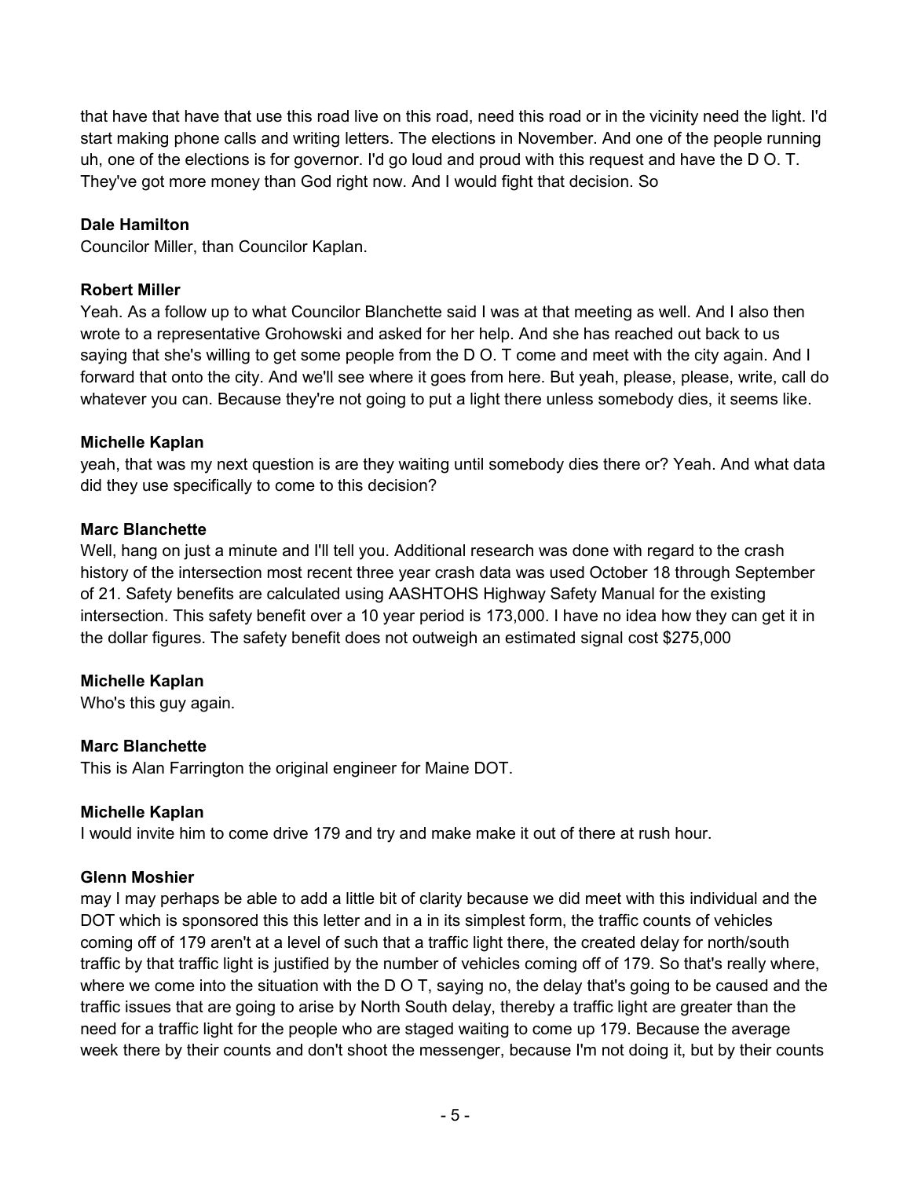that have that have that use this road live on this road, need this road or in the vicinity need the light. I'd start making phone calls and writing letters. The elections in November. And one of the people running uh, one of the elections is for governor. I'd go loud and proud with this request and have the D O. T. They've got more money than God right now. And I would fight that decision. So

**Dale Hamilton**
Councilor Miller, than Councilor Kaplan.

**Robert Miller**
Yeah. As a follow up to what Councilor Blanchette said I was at that meeting as well. And I also then wrote to a representative Grohowski and asked for her help. And she has reached out back to us saying that she's willing to get some people from the D O. T come and meet with the city again. And I forward that onto the city. And we'll see where it goes from here. But yeah, please, please, write, call do whatever you can. Because they're not going to put a light there unless somebody dies, it seems like.

**Michelle Kaplan**
yeah, that was my next question is are they waiting until somebody dies there or? Yeah. And what data did they use specifically to come to this decision?

**Marc Blanchette**
Well, hang on just a minute and I'll tell you. Additional research was done with regard to the crash history of the intersection most recent three year crash data was used October 18 through September of 21. Safety benefits are calculated using AASHTOHS Highway Safety Manual for the existing intersection. This safety benefit over a 10 year period is 173,000. I have no idea how they can get it in the dollar figures. The safety benefit does not outweigh an estimated signal cost $275,000

**Michelle Kaplan**
Who's this guy again.

**Marc Blanchette**
This is Alan Farrington the original engineer for Maine DOT.

**Michelle Kaplan**
I would invite him to come drive 179 and try and make make it out of there at rush hour.

**Glenn Moshier**
may I may perhaps be able to add a little bit of clarity because we did meet with this individual and the DOT which is sponsored this this letter and in a in its simplest form, the traffic counts of vehicles coming off of 179 aren't at a level of such that a traffic light there, the created delay for north/south traffic by that traffic light is justified by the number of vehicles coming off of 179. So that's really where, where we come into the situation with the D O T, saying no, the delay that's going to be caused and the traffic issues that are going to arise by North South delay, thereby a traffic light are greater than the need for a traffic light for the people who are staged waiting to come up 179. Because the average week there by their counts and don't shoot the messenger, because I'm not doing it, but by their counts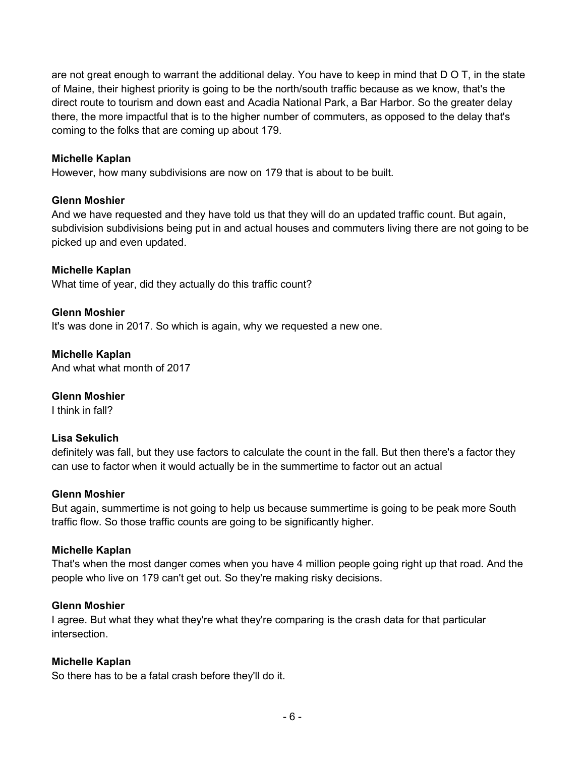are not great enough to warrant the additional delay. You have to keep in mind that D O T, in the state of Maine, their highest priority is going to be the north/south traffic because as we know, that's the direct route to tourism and down east and Acadia National Park, a Bar Harbor. So the greater delay there, the more impactful that is to the higher number of commuters, as opposed to the delay that's coming to the folks that are coming up about 179.

**Michelle Kaplan**
However, how many subdivisions are now on 179 that is about to be built.

**Glenn Moshier**
And we have requested and they have told us that they will do an updated traffic count. But again, subdivision subdivisions being put in and actual houses and commuters living there are not going to be picked up and even updated.

**Michelle Kaplan**
What time of year, did they actually do this traffic count?

**Glenn Moshier**
It's was done in 2017. So which is again, why we requested a new one.

**Michelle Kaplan**
And what what month of 2017

**Glenn Moshier**
I think in fall?

**Lisa Sekulich**
definitely was fall, but they use factors to calculate the count in the fall. But then there's a factor they can use to factor when it would actually be in the summertime to factor out an actual

**Glenn Moshier**
But again, summertime is not going to help us because summertime is going to be peak more South traffic flow. So those traffic counts are going to be significantly higher.

**Michelle Kaplan**
That's when the most danger comes when you have 4 million people going right up that road. And the people who live on 179 can't get out. So they're making risky decisions.

**Glenn Moshier**
I agree. But what they what they're what they're comparing is the crash data for that particular intersection.

**Michelle Kaplan**
So there has to be a fatal crash before they'll do it.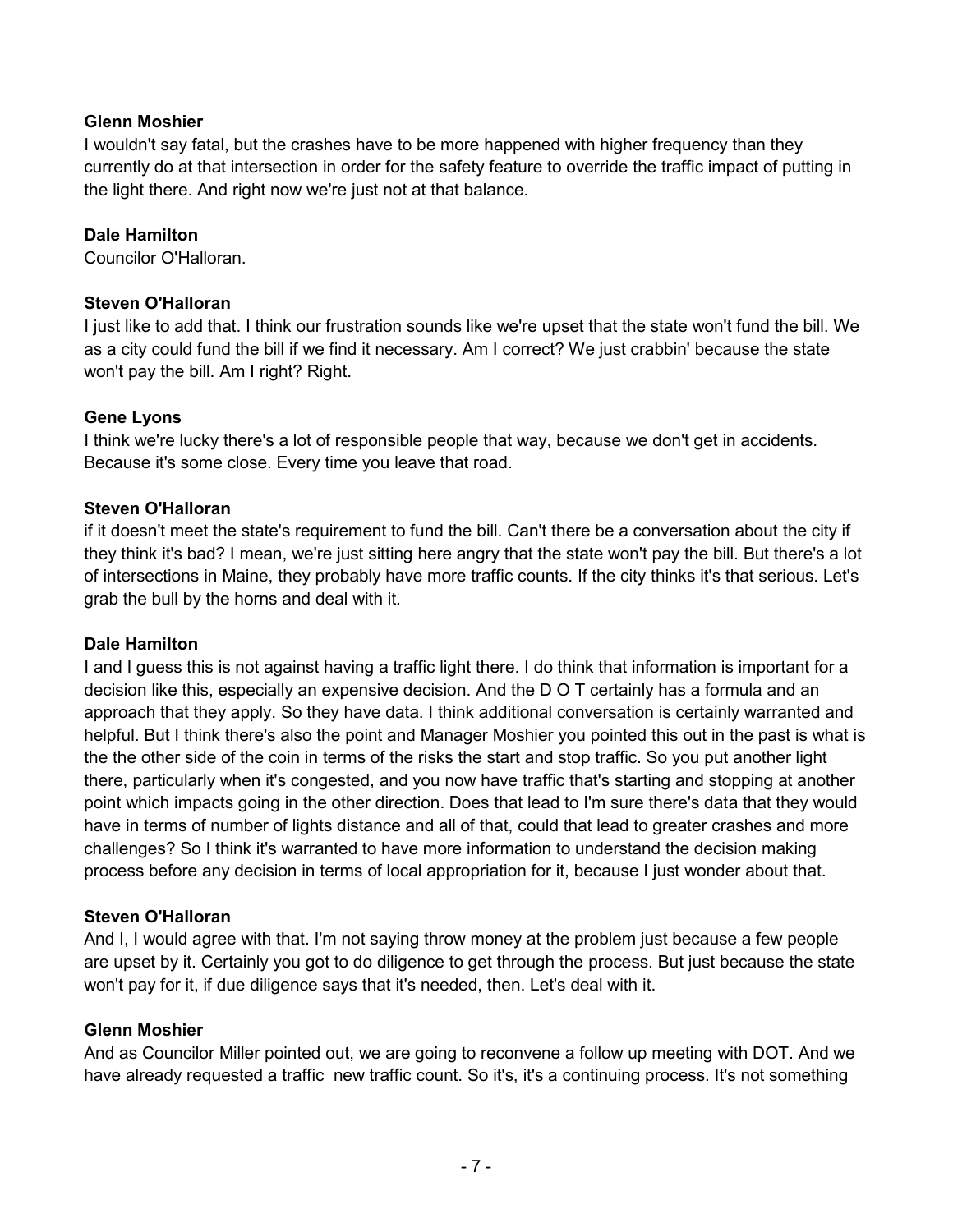**Glenn Moshier**
I wouldn't say fatal, but the crashes have to be more happened with higher frequency than they currently do at that intersection in order for the safety feature to override the traffic impact of putting in the light there. And right now we're just not at that balance.

**Dale Hamilton**
Councilor O'Halloran.

**Steven O'Halloran**
I just like to add that. I think our frustration sounds like we're upset that the state won't fund the bill. We as a city could fund the bill if we find it necessary. Am I correct? We just crabbin' because the state won't pay the bill. Am I right? Right.

**Gene Lyons**
I think we're lucky there's a lot of responsible people that way, because we don't get in accidents. Because it's some close. Every time you leave that road.

**Steven O'Halloran**
if it doesn't meet the state's requirement to fund the bill. Can't there be a conversation about the city if they think it's bad? I mean, we're just sitting here angry that the state won't pay the bill. But there's a lot of intersections in Maine, they probably have more traffic counts. If the city thinks it's that serious. Let's grab the bull by the horns and deal with it.

**Dale Hamilton**
I and I guess this is not against having a traffic light there. I do think that information is important for a decision like this, especially an expensive decision. And the D O T certainly has a formula and an approach that they apply. So they have data. I think additional conversation is certainly warranted and helpful. But I think there's also the point and Manager Moshier you pointed this out in the past is what is the the other side of the coin in terms of the risks the start and stop traffic. So you put another light there, particularly when it's congested, and you now have traffic that's starting and stopping at another point which impacts going in the other direction. Does that lead to I'm sure there's data that they would have in terms of number of lights distance and all of that, could that lead to greater crashes and more challenges? So I think it's warranted to have more information to understand the decision making process before any decision in terms of local appropriation for it, because I just wonder about that.

**Steven O'Halloran**
And I, I would agree with that. I'm not saying throw money at the problem just because a few people are upset by it. Certainly you got to do diligence to get through the process. But just because the state won't pay for it, if due diligence says that it's needed, then. Let's deal with it.

**Glenn Moshier**
And as Councilor Miller pointed out, we are going to reconvene a follow up meeting with DOT. And we have already requested a traffic new traffic count. So it's, it's a continuing process. It's not something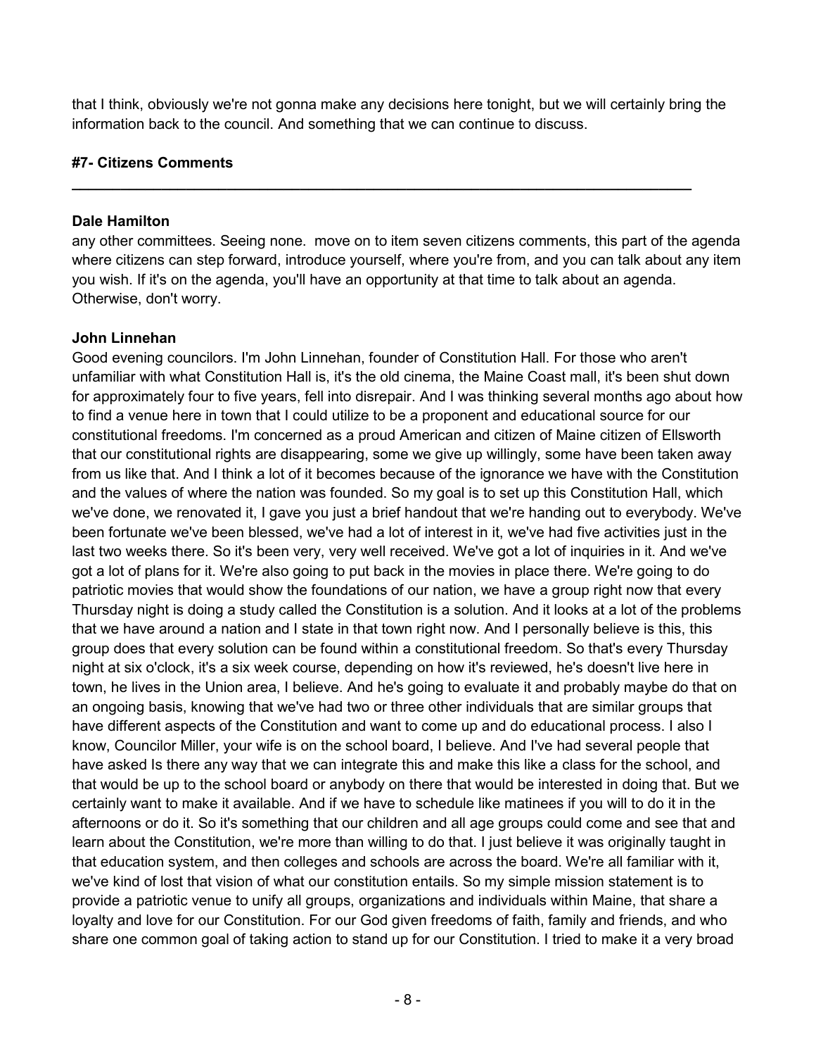that I think, obviously we're not gonna make any decisions here tonight, but we will certainly bring the information back to the council. And something that we can continue to discuss.

### #7- Citizens Comments

---

**Dale Hamilton**
any other committees. Seeing none. move on to item seven citizens comments, this part of the agenda where citizens can step forward, introduce yourself, where you're from, and you can talk about any item you wish. If it's on the agenda, you'll have an opportunity at that time to talk about an agenda. Otherwise, don't worry.

**John Linnehan**
Good evening councilors. I'm John Linnehan, founder of Constitution Hall. For those who aren't unfamiliar with what Constitution Hall is, it's the old cinema, the Maine Coast mall, it's been shut down for approximately four to five years, fell into disrepair. And I was thinking several months ago about how to find a venue here in town that I could utilize to be a proponent and educational source for our constitutional freedoms. I'm concerned as a proud American and citizen of Maine citizen of Ellsworth that our constitutional rights are disappearing, some we give up willingly, some have been taken away from us like that. And I think a lot of it becomes because of the ignorance we have with the Constitution and the values of where the nation was founded. So my goal is to set up this Constitution Hall, which we've done, we renovated it, I gave you just a brief handout that we're handing out to everybody. We've been fortunate we've been blessed, we've had a lot of interest in it, we've had five activities just in the last two weeks there. So it's been very, very well received. We've got a lot of inquiries in it. And we've got a lot of plans for it. We're also going to put back in the movies in place there. We're going to do patriotic movies that would show the foundations of our nation, we have a group right now that every Thursday night is doing a study called the Constitution is a solution. And it looks at a lot of the problems that we have around a nation and I state in that town right now. And I personally believe is this, this group does that every solution can be found within a constitutional freedom. So that's every Thursday night at six o'clock, it's a six week course, depending on how it's reviewed, he's doesn't live here in town, he lives in the Union area, I believe. And he's going to evaluate it and probably maybe do that on an ongoing basis, knowing that we've had two or three other individuals that are similar groups that have different aspects of the Constitution and want to come up and do educational process. I also I know, Councilor Miller, your wife is on the school board, I believe. And I've had several people that have asked Is there any way that we can integrate this and make this like a class for the school, and that would be up to the school board or anybody on there that would be interested in doing that. But we certainly want to make it available. And if we have to schedule like matinees if you will to do it in the afternoons or do it. So it's something that our children and all age groups could come and see that and learn about the Constitution, we're more than willing to do that. I just believe it was originally taught in that education system, and then colleges and schools are across the board. We're all familiar with it, we've kind of lost that vision of what our constitution entails. So my simple mission statement is to provide a patriotic venue to unify all groups, organizations and individuals within Maine, that share a loyalty and love for our Constitution. For our God given freedoms of faith, family and friends, and who share one common goal of taking action to stand up for our Constitution. I tried to make it a very broad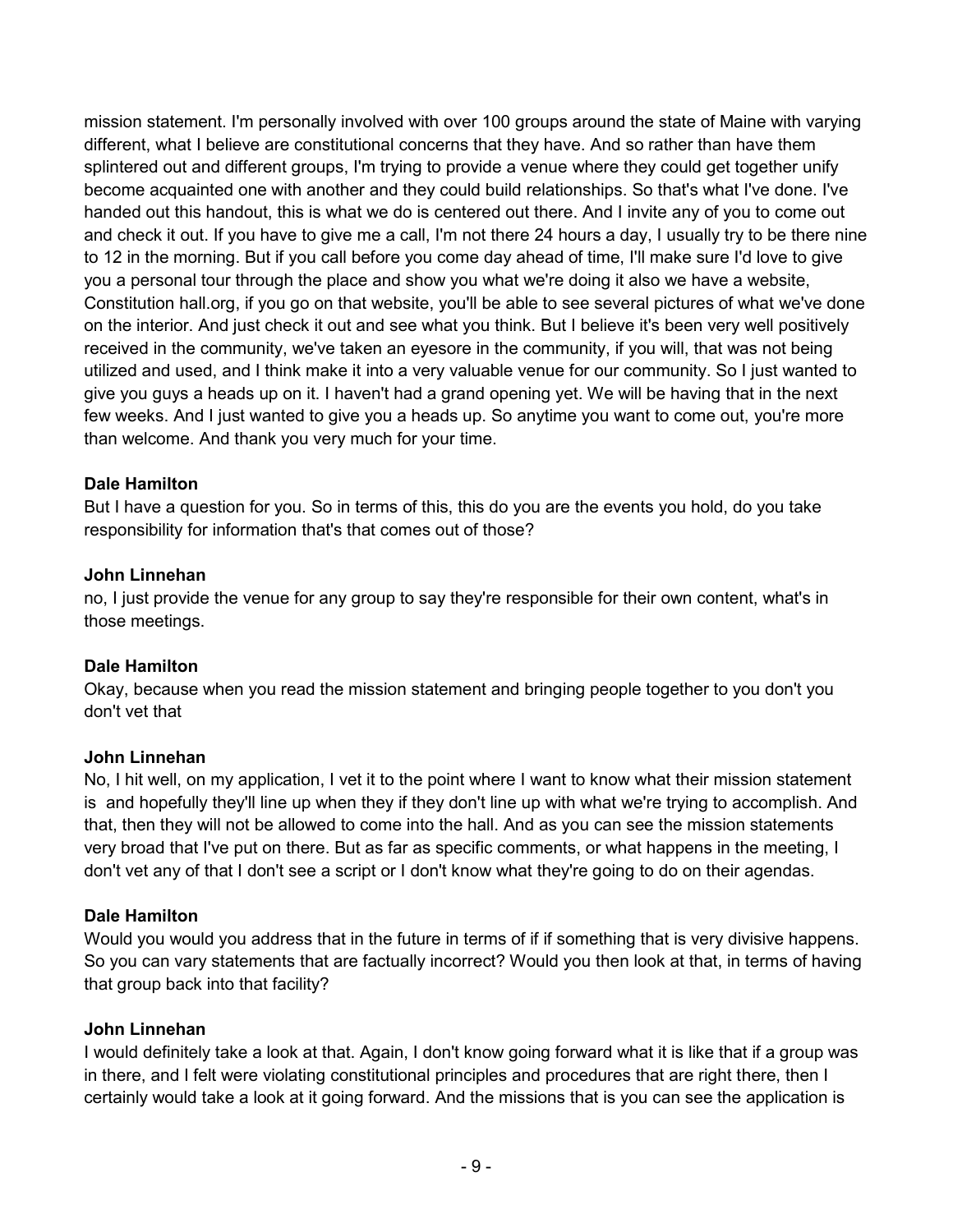mission statement. I'm personally involved with over 100 groups around the state of Maine with varying different, what I believe are constitutional concerns that they have. And so rather than have them splintered out and different groups, I'm trying to provide a venue where they could get together unify become acquainted one with another and they could build relationships. So that's what I've done. I've handed out this handout, this is what we do is centered out there. And I invite any of you to come out and check it out. If you have to give me a call, I'm not there 24 hours a day, I usually try to be there nine to 12 in the morning. But if you call before you come day ahead of time, I'll make sure I'd love to give you a personal tour through the place and show you what we're doing it also we have a website, Constitution hall.org, if you go on that website, you'll be able to see several pictures of what we've done on the interior. And just check it out and see what you think. But I believe it's been very well positively received in the community, we've taken an eyesore in the community, if you will, that was not being utilized and used, and I think make it into a very valuable venue for our community. So I just wanted to give you guys a heads up on it. I haven't had a grand opening yet. We will be having that in the next few weeks. And I just wanted to give you a heads up. So anytime you want to come out, you're more than welcome. And thank you very much for your time.

**Dale Hamilton**
But I have a question for you. So in terms of this, this do you are the events you hold, do you take responsibility for information that's that comes out of those?

**John Linnehan**
no, I just provide the venue for any group to say they're responsible for their own content, what's in those meetings.

**Dale Hamilton**
Okay, because when you read the mission statement and bringing people together to you don't you don't vet that

**John Linnehan**
No, I hit well, on my application, I vet it to the point where I want to know what their mission statement is  and hopefully they'll line up when they if they don't line up with what we're trying to accomplish. And that, then they will not be allowed to come into the hall. And as you can see the mission statements very broad that I've put on there. But as far as specific comments, or what happens in the meeting, I don't vet any of that I don't see a script or I don't know what they're going to do on their agendas.

**Dale Hamilton**
Would you would you address that in the future in terms of if if something that is very divisive happens. So you can vary statements that are factually incorrect? Would you then look at that, in terms of having that group back into that facility?

**John Linnehan**
I would definitely take a look at that. Again, I don't know going forward what it is like that if a group was in there, and I felt were violating constitutional principles and procedures that are right there, then I certainly would take a look at it going forward. And the missions that is you can see the application is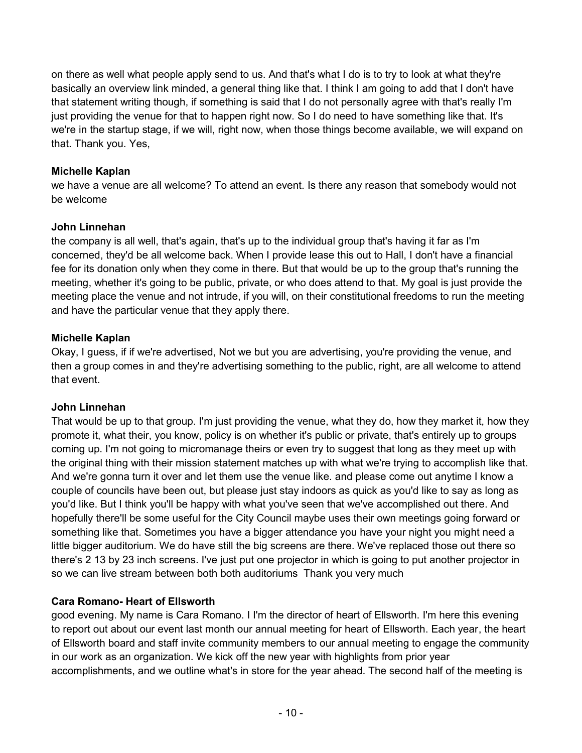on there as well what people apply send to us. And that's what I do is to try to look at what they're basically an overview link minded, a general thing like that. I think I am going to add that I don't have that statement writing though, if something is said that I do not personally agree with that's really I'm just providing the venue for that to happen right now. So I do need to have something like that. It's we're in the startup stage, if we will, right now, when those things become available, we will expand on that. Thank you. Yes,

**Michelle Kaplan**

we have a venue are all welcome? To attend an event. Is there any reason that somebody would not be welcome

**John Linnehan**

the company is all well, that's again, that's up to the individual group that's having it far as I'm concerned, they'd be all welcome back. When I provide lease this out to Hall, I don't have a financial fee for its donation only when they come in there. But that would be up to the group that's running the meeting, whether it's going to be public, private, or who does attend to that. My goal is just provide the meeting place the venue and not intrude, if you will, on their constitutional freedoms to run the meeting and have the particular venue that they apply there.

**Michelle Kaplan**

Okay, I guess, if if we're advertised, Not we but you are advertising, you're providing the venue, and then a group comes in and they're advertising something to the public, right, are all welcome to attend that event.

**John Linnehan**

That would be up to that group. I'm just providing the venue, what they do, how they market it, how they promote it, what their, you know, policy is on whether it's public or private, that's entirely up to groups coming up. I'm not going to micromanage theirs or even try to suggest that long as they meet up with the original thing with their mission statement matches up with what we're trying to accomplish like that. And we're gonna turn it over and let them use the venue like. and please come out anytime I know a couple of councils have been out, but please just stay indoors as quick as you'd like to say as long as you'd like. But I think you'll be happy with what you've seen that we've accomplished out there. And hopefully there'll be some useful for the City Council maybe uses their own meetings going forward or something like that. Sometimes you have a bigger attendance you have your night you might need a little bigger auditorium. We do have still the big screens are there. We've replaced those out there so there's 2 13 by 23 inch screens. I've just put one projector in which is going to put another projector in so we can live stream between both both auditoriums Thank you very much

**Cara Romano- Heart of Ellsworth**

good evening. My name is Cara Romano. I I'm the director of heart of Ellsworth. I'm here this evening to report out about our event last month our annual meeting for heart of Ellsworth. Each year, the heart of Ellsworth board and staff invite community members to our annual meeting to engage the community in our work as an organization. We kick off the new year with highlights from prior year accomplishments, and we outline what's in store for the year ahead. The second half of the meeting is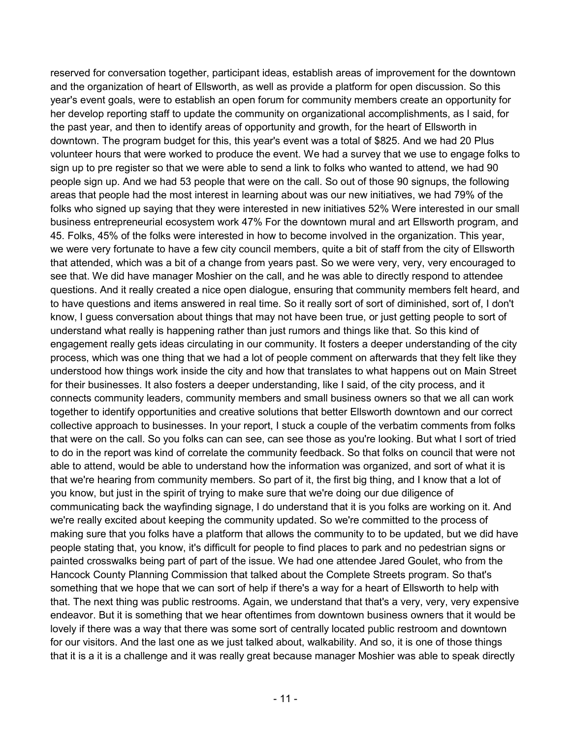reserved for conversation together, participant ideas, establish areas of improvement for the downtown and the organization of heart of Ellsworth, as well as provide a platform for open discussion. So this year's event goals, were to establish an open forum for community members create an opportunity for her develop reporting staff to update the community on organizational accomplishments, as I said, for the past year, and then to identify areas of opportunity and growth, for the heart of Ellsworth in downtown. The program budget for this, this year's event was a total of $825. And we had 20 Plus volunteer hours that were worked to produce the event. We had a survey that we use to engage folks to sign up to pre register so that we were able to send a link to folks who wanted to attend, we had 90 people sign up. And we had 53 people that were on the call. So out of those 90 signups, the following areas that people had the most interest in learning about was our new initiatives, we had 79% of the folks who signed up saying that they were interested in new initiatives 52% Were interested in our small business entrepreneurial ecosystem work 47% For the downtown mural and art Ellsworth program, and 45. Folks, 45% of the folks were interested in how to become involved in the organization. This year, we were very fortunate to have a few city council members, quite a bit of staff from the city of Ellsworth that attended, which was a bit of a change from years past. So we were very, very, very encouraged to see that. We did have manager Moshier on the call, and he was able to directly respond to attendee questions. And it really created a nice open dialogue, ensuring that community members felt heard, and to have questions and items answered in real time. So it really sort of sort of diminished, sort of, I don't know, I guess conversation about things that may not have been true, or just getting people to sort of understand what really is happening rather than just rumors and things like that. So this kind of engagement really gets ideas circulating in our community. It fosters a deeper understanding of the city process, which was one thing that we had a lot of people comment on afterwards that they felt like they understood how things work inside the city and how that translates to what happens out on Main Street for their businesses. It also fosters a deeper understanding, like I said, of the city process, and it connects community leaders, community members and small business owners so that we all can work together to identify opportunities and creative solutions that better Ellsworth downtown and our correct collective approach to businesses. In your report, I stuck a couple of the verbatim comments from folks that were on the call. So you folks can can see, can see those as you're looking. But what I sort of tried to do in the report was kind of correlate the community feedback. So that folks on council that were not able to attend, would be able to understand how the information was organized, and sort of what it is that we're hearing from community members. So part of it, the first big thing, and I know that a lot of you know, but just in the spirit of trying to make sure that we're doing our due diligence of communicating back the wayfinding signage, I do understand that it is you folks are working on it. And we're really excited about keeping the community updated. So we're committed to the process of making sure that you folks have a platform that allows the community to to be updated, but we did have people stating that, you know, it's difficult for people to find places to park and no pedestrian signs or painted crosswalks being part of part of the issue. We had one attendee Jared Goulet, who from the Hancock County Planning Commission that talked about the Complete Streets program. So that's something that we hope that we can sort of help if there's a way for a heart of Ellsworth to help with that. The next thing was public restrooms. Again, we understand that that's a very, very, very expensive endeavor. But it is something that we hear oftentimes from downtown business owners that it would be lovely if there was a way that there was some sort of centrally located public restroom and downtown for our visitors. And the last one as we just talked about, walkability. And so, it is one of those things that it is a it is a challenge and it was really great because manager Moshier was able to speak directly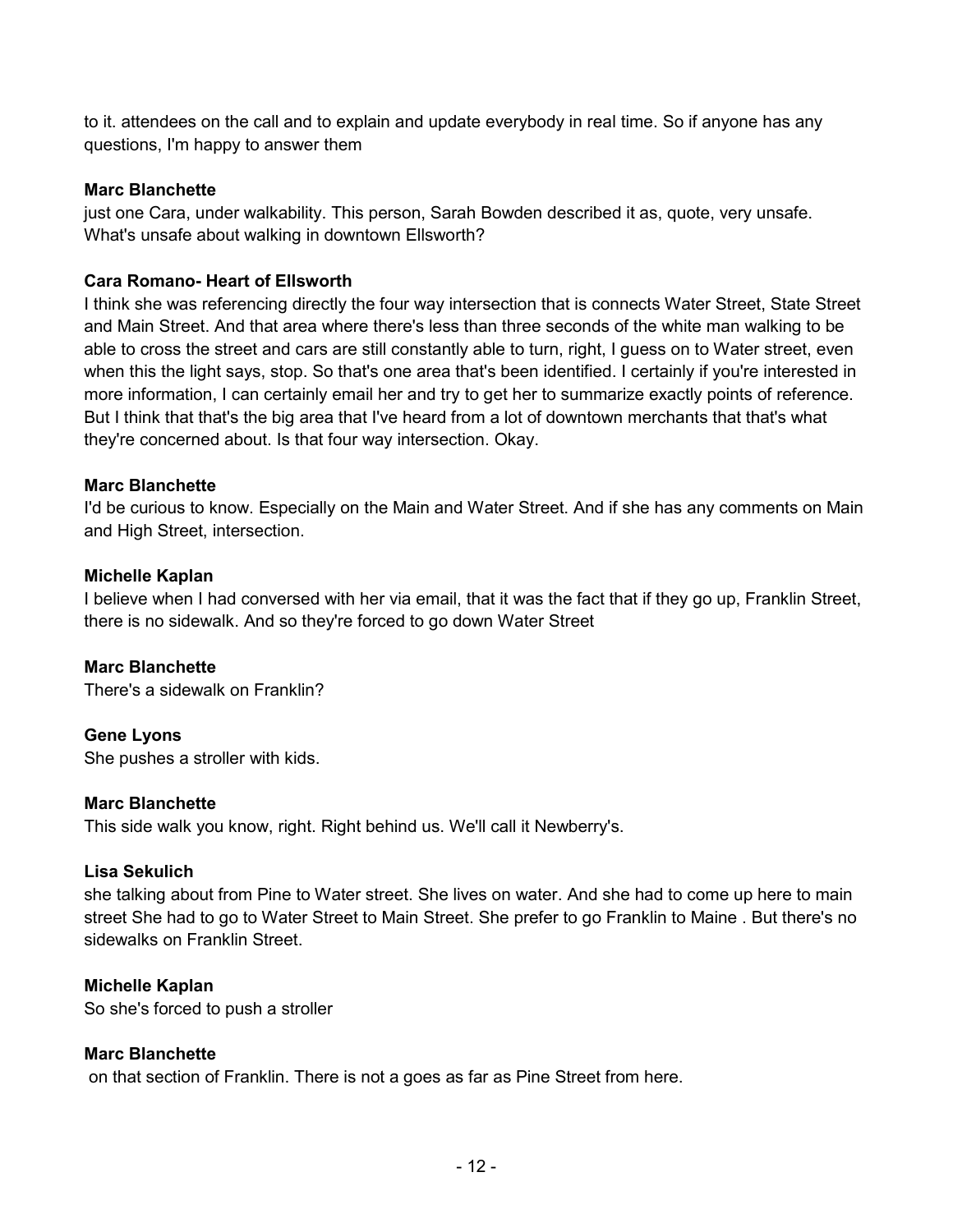to it. attendees on the call and to explain and update everybody in real time. So if anyone has any questions, I'm happy to answer them

**Marc Blanchette**
just one Cara, under walkability. This person, Sarah Bowden described it as, quote, very unsafe. What's unsafe about walking in downtown Ellsworth?

**Cara Romano- Heart of Ellsworth**
I think she was referencing directly the four way intersection that is connects Water Street, State Street and Main Street. And that area where there's less than three seconds of the white man walking to be able to cross the street and cars are still constantly able to turn, right, I guess on to Water street, even when this the light says, stop. So that's one area that's been identified. I certainly if you're interested in more information, I can certainly email her and try to get her to summarize exactly points of reference. But I think that that's the big area that I've heard from a lot of downtown merchants that that's what they're concerned about. Is that four way intersection. Okay.

**Marc Blanchette**
I'd be curious to know. Especially on the Main and Water Street. And if she has any comments on Main and High Street, intersection.

**Michelle Kaplan**
I believe when I had conversed with her via email, that it was the fact that if they go up, Franklin Street, there is no sidewalk. And so they're forced to go down Water Street

**Marc Blanchette**
There's a sidewalk on Franklin?

**Gene Lyons**
She pushes a stroller with kids.

**Marc Blanchette**
This side walk you know, right. Right behind us. We'll call it Newberry's.

**Lisa Sekulich**
she talking about from Pine to Water street. She lives on water. And she had to come up here to main street She had to go to Water Street to Main Street. She prefer to go Franklin to Maine . But there's no sidewalks on Franklin Street.

**Michelle Kaplan**
So she's forced to push a stroller

**Marc Blanchette**
on that section of Franklin. There is not a goes as far as Pine Street from here.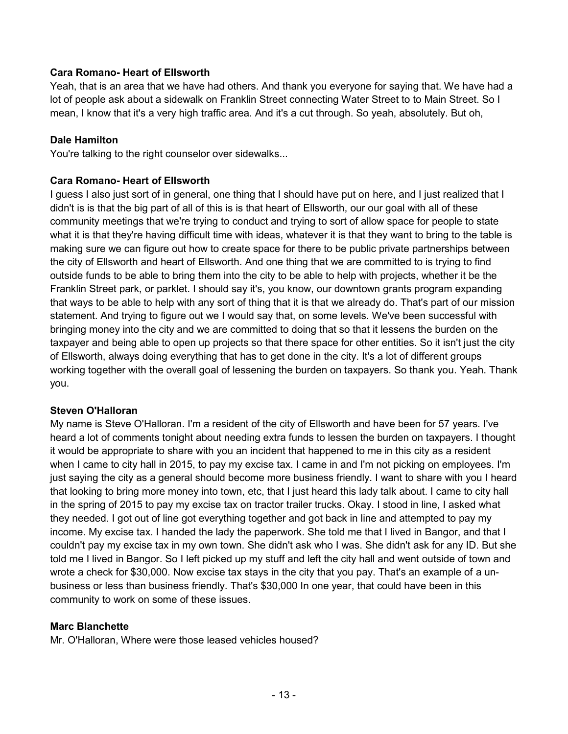**Cara Romano- Heart of Ellsworth**

Yeah, that is an area that we have had others. And thank you everyone for saying that. We have had a lot of people ask about a sidewalk on Franklin Street connecting Water Street to to Main Street. So I mean, I know that it's a very high traffic area. And it's a cut through. So yeah, absolutely. But oh,

**Dale Hamilton**

You're talking to the right counselor over sidewalks...

**Cara Romano- Heart of Ellsworth**

I guess I also just sort of in general, one thing that I should have put on here, and I just realized that I didn't is is that the big part of all of this is is that heart of Ellsworth, our our goal with all of these community meetings that we're trying to conduct and trying to sort of allow space for people to state what it is that they're having difficult time with ideas, whatever it is that they want to bring to the table is making sure we can figure out how to create space for there to be public private partnerships between the city of Ellsworth and heart of Ellsworth. And one thing that we are committed to is trying to find outside funds to be able to bring them into the city to be able to help with projects, whether it be the Franklin Street park, or parklet. I should say it's, you know, our downtown grants program expanding that ways to be able to help with any sort of thing that it is that we already do. That's part of our mission statement. And trying to figure out we I would say that, on some levels. We've been successful with bringing money into the city and we are committed to doing that so that it lessens the burden on the taxpayer and being able to open up projects so that there space for other entities. So it isn't just the city of Ellsworth, always doing everything that has to get done in the city. It's a lot of different groups working together with the overall goal of lessening the burden on taxpayers. So thank you. Yeah. Thank you.

**Steven O'Halloran**

My name is Steve O'Halloran. I'm a resident of the city of Ellsworth and have been for 57 years. I've heard a lot of comments tonight about needing extra funds to lessen the burden on taxpayers. I thought it would be appropriate to share with you an incident that happened to me in this city as a resident when I came to city hall in 2015, to pay my excise tax. I came in and I'm not picking on employees. I'm just saying the city as a general should become more business friendly. I want to share with you I heard that looking to bring more money into town, etc, that I just heard this lady talk about. I came to city hall in the spring of 2015 to pay my excise tax on tractor trailer trucks. Okay. I stood in line, I asked what they needed. I got out of line got everything together and got back in line and attempted to pay my income. My excise tax. I handed the lady the paperwork. She told me that I lived in Bangor, and that I couldn't pay my excise tax in my own town. She didn't ask who I was. She didn't ask for any ID. But she told me I lived in Bangor. So I left picked up my stuff and left the city hall and went outside of town and wrote a check for $30,000. Now excise tax stays in the city that you pay. That's an example of a un-business or less than business friendly. That's $30,000 In one year, that could have been in this community to work on some of these issues.

**Marc Blanchette**

Mr. O'Halloran, Where were those leased vehicles housed?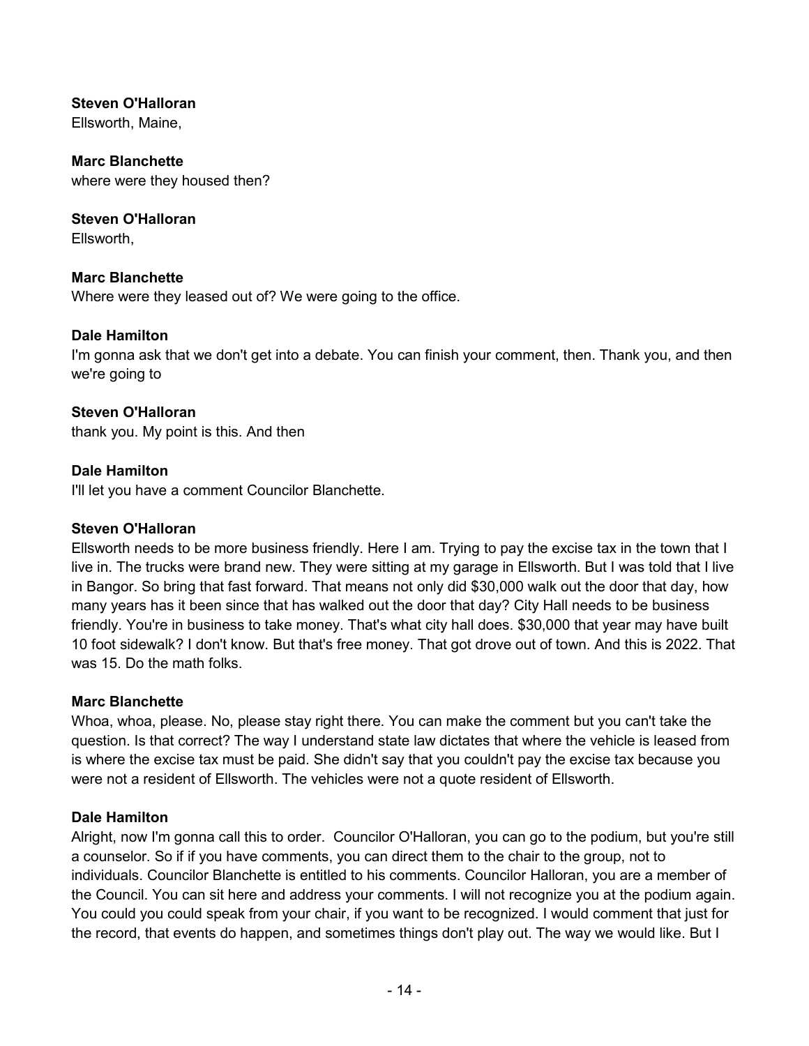**Steven O'Halloran**
Ellsworth, Maine,

**Marc Blanchette**
where were they housed then?

**Steven O'Halloran**
Ellsworth,

**Marc Blanchette**
Where were they leased out of? We were going to the office.

**Dale Hamilton**
I'm gonna ask that we don't get into a debate. You can finish your comment, then. Thank you, and then we're going to

**Steven O'Halloran**
thank you. My point is this. And then

**Dale Hamilton**
I'll let you have a comment Councilor Blanchette.

**Steven O'Halloran**
Ellsworth needs to be more business friendly. Here I am. Trying to pay the excise tax in the town that I live in. The trucks were brand new. They were sitting at my garage in Ellsworth. But I was told that I live in Bangor. So bring that fast forward. That means not only did $30,000 walk out the door that day, how many years has it been since that has walked out the door that day? City Hall needs to be business friendly. You're in business to take money. That's what city hall does. $30,000 that year may have built 10 foot sidewalk? I don't know. But that's free money. That got drove out of town. And this is 2022. That was 15. Do the math folks.

**Marc Blanchette**
Whoa, whoa, please. No, please stay right there. You can make the comment but you can't take the question. Is that correct? The way I understand state law dictates that where the vehicle is leased from is where the excise tax must be paid. She didn't say that you couldn't pay the excise tax because you were not a resident of Ellsworth. The vehicles were not a quote resident of Ellsworth.

**Dale Hamilton**
Alright, now I'm gonna call this to order. Councilor O'Halloran, you can go to the podium, but you're still a counselor. So if if you have comments, you can direct them to the chair to the group, not to individuals. Councilor Blanchette is entitled to his comments. Councilor Halloran, you are a member of the Council. You can sit here and address your comments. I will not recognize you at the podium again. You could you could speak from your chair, if you want to be recognized. I would comment that just for the record, that events do happen, and sometimes things don't play out. The way we would like. But I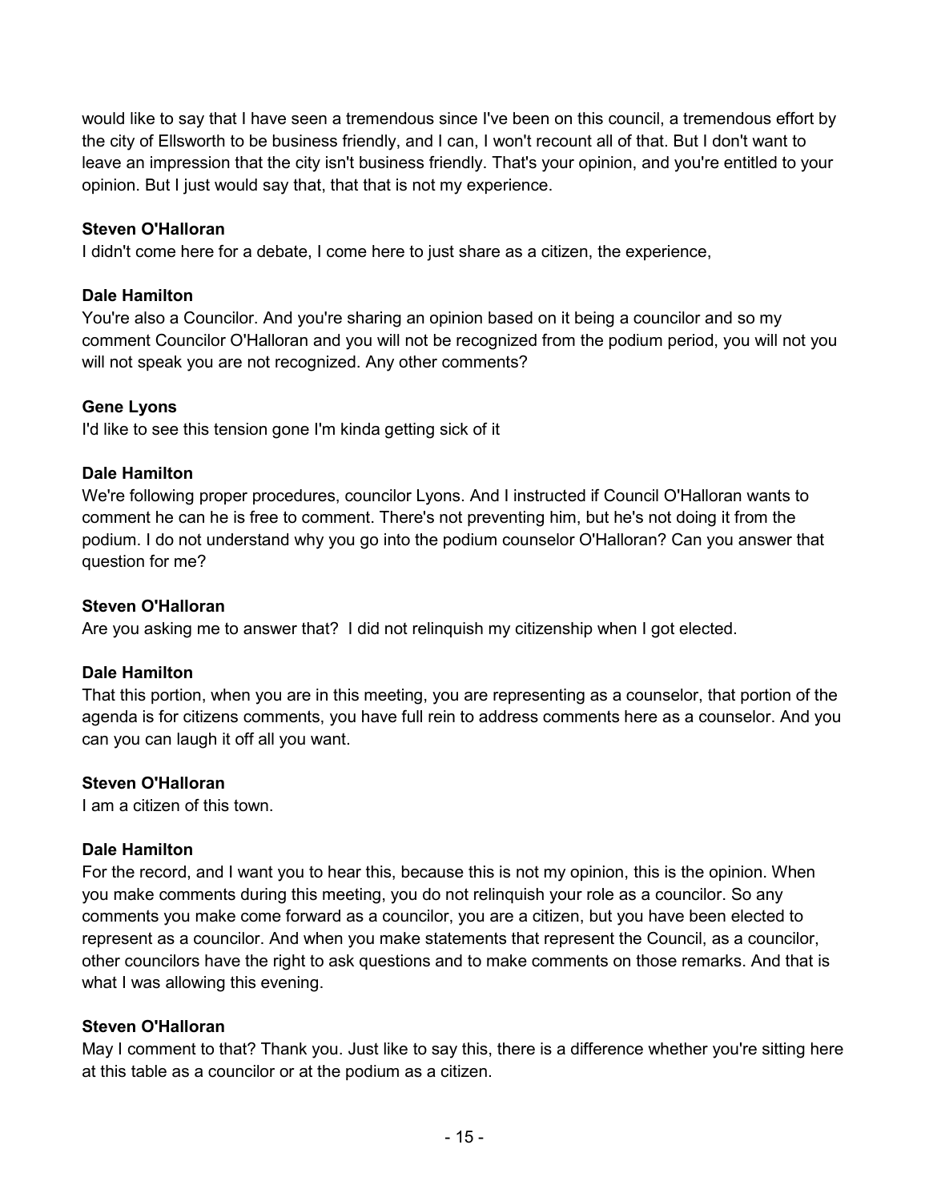would like to say that I have seen a tremendous since I've been on this council, a tremendous effort by the city of Ellsworth to be business friendly, and I can, I won't recount all of that. But I don't want to leave an impression that the city isn't business friendly. That's your opinion, and you're entitled to your opinion. But I just would say that, that that is not my experience.

**Steven O'Halloran**
I didn't come here for a debate, I come here to just share as a citizen, the experience,

**Dale Hamilton**
You're also a Councilor. And you're sharing an opinion based on it being a councilor and so my comment Councilor O'Halloran and you will not be recognized from the podium period, you will not you will not speak you are not recognized. Any other comments?

**Gene Lyons**
I'd like to see this tension gone I'm kinda getting sick of it

**Dale Hamilton**
We're following proper procedures, councilor Lyons. And I instructed if Council O'Halloran wants to comment he can he is free to comment. There's not preventing him, but he's not doing it from the podium. I do not understand why you go into the podium counselor O'Halloran? Can you answer that question for me?

**Steven O'Halloran**
Are you asking me to answer that? I did not relinquish my citizenship when I got elected.

**Dale Hamilton**
That this portion, when you are in this meeting, you are representing as a counselor, that portion of the agenda is for citizens comments, you have full rein to address comments here as a counselor. And you can you can laugh it off all you want.

**Steven O'Halloran**
I am a citizen of this town.

**Dale Hamilton**
For the record, and I want you to hear this, because this is not my opinion, this is the opinion. When you make comments during this meeting, you do not relinquish your role as a councilor. So any comments you make come forward as a councilor, you are a citizen, but you have been elected to represent as a councilor. And when you make statements that represent the Council, as a councilor, other councilors have the right to ask questions and to make comments on those remarks. And that is what I was allowing this evening.

**Steven O'Halloran**
May I comment to that? Thank you. Just like to say this, there is a difference whether you're sitting here at this table as a councilor or at the podium as a citizen.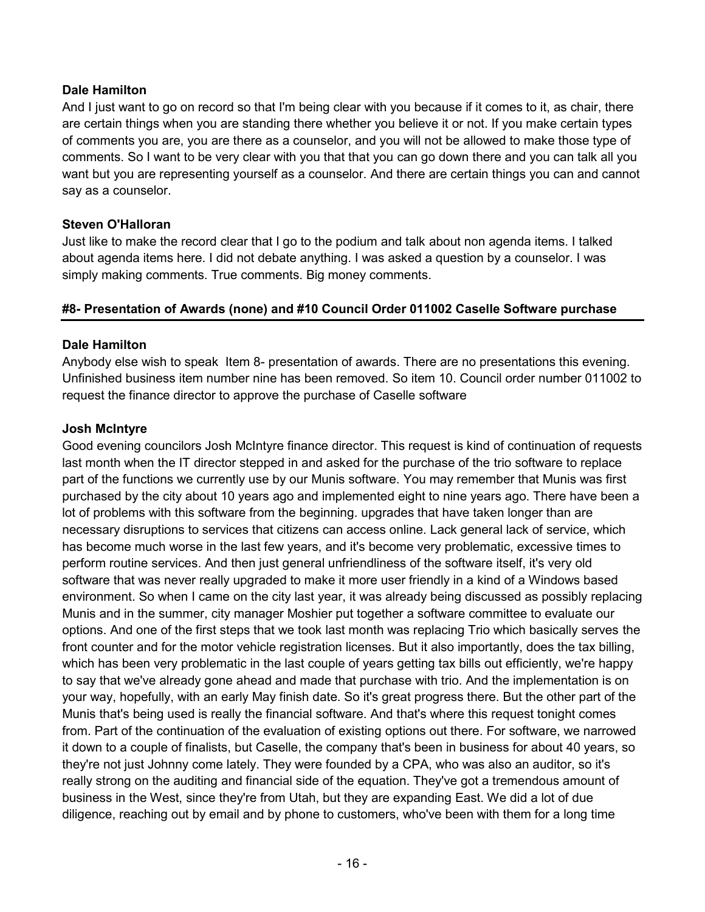**Dale Hamilton**
And I just want to go on record so that I'm being clear with you because if it comes to it, as chair, there are certain things when you are standing there whether you believe it or not. If you make certain types of comments you are, you are there as a counselor, and you will not be allowed to make those type of comments. So I want to be very clear with you that that you can go down there and you can talk all you want but you are representing yourself as a counselor. And there are certain things you can and cannot say as a counselor.

**Steven O'Halloran**
Just like to make the record clear that I go to the podium and talk about non agenda items. I talked about agenda items here. I did not debate anything. I was asked a question by a counselor. I was simply making comments. True comments. Big money comments.

## #8- Presentation of Awards (none) and #10 Council Order 011002 Caselle Software purchase

**Dale Hamilton**
Anybody else wish to speak Item 8- presentation of awards. There are no presentations this evening. Unfinished business item number nine has been removed. So item 10. Council order number 011002 to request the finance director to approve the purchase of Caselle software

**Josh McIntyre**
Good evening councilors Josh McIntyre finance director. This request is kind of continuation of requests last month when the IT director stepped in and asked for the purchase of the trio software to replace part of the functions we currently use by our Munis software. You may remember that Munis was first purchased by the city about 10 years ago and implemented eight to nine years ago. There have been a lot of problems with this software from the beginning. upgrades that have taken longer than are necessary disruptions to services that citizens can access online. Lack general lack of service, which has become much worse in the last few years, and it's become very problematic, excessive times to perform routine services. And then just general unfriendliness of the software itself, it's very old software that was never really upgraded to make it more user friendly in a kind of a Windows based environment. So when I came on the city last year, it was already being discussed as possibly replacing Munis and in the summer, city manager Moshier put together a software committee to evaluate our options. And one of the first steps that we took last month was replacing Trio which basically serves the front counter and for the motor vehicle registration licenses. But it also importantly, does the tax billing, which has been very problematic in the last couple of years getting tax bills out efficiently, we're happy to say that we've already gone ahead and made that purchase with trio. And the implementation is on your way, hopefully, with an early May finish date. So it's great progress there. But the other part of the Munis that's being used is really the financial software. And that's where this request tonight comes from. Part of the continuation of the evaluation of existing options out there. For software, we narrowed it down to a couple of finalists, but Caselle, the company that's been in business for about 40 years, so they're not just Johnny come lately. They were founded by a CPA, who was also an auditor, so it's really strong on the auditing and financial side of the equation. They've got a tremendous amount of business in the West, since they're from Utah, but they are expanding East. We did a lot of due diligence, reaching out by email and by phone to customers, who've been with them for a long time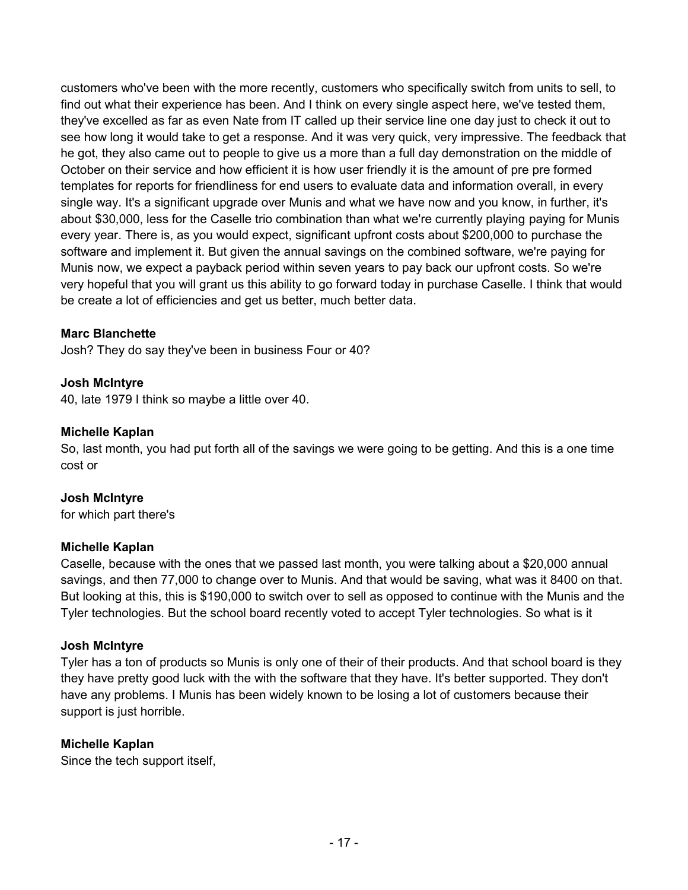customers who've been with the more recently, customers who specifically switch from units to sell, to find out what their experience has been. And I think on every single aspect here, we've tested them, they've excelled as far as even Nate from IT called up their service line one day just to check it out to see how long it would take to get a response. And it was very quick, very impressive. The feedback that he got, they also came out to people to give us a more than a full day demonstration on the middle of October on their service and how efficient it is how user friendly it is the amount of pre pre formed templates for reports for friendliness for end users to evaluate data and information overall, in every single way. It's a significant upgrade over Munis and what we have now and you know, in further, it's about $30,000, less for the Caselle trio combination than what we're currently playing paying for Munis every year. There is, as you would expect, significant upfront costs about $200,000 to purchase the software and implement it. But given the annual savings on the combined software, we're paying for Munis now, we expect a payback period within seven years to pay back our upfront costs. So we're very hopeful that you will grant us this ability to go forward today in purchase Caselle. I think that would be create a lot of efficiencies and get us better, much better data.

**Marc Blanchette**
Josh? They do say they've been in business Four or 40?

**Josh McIntyre**
40, late 1979 I think so maybe a little over 40.

**Michelle Kaplan**
So, last month, you had put forth all of the savings we were going to be getting. And this is a one time cost or

**Josh McIntyre**
for which part there's

**Michelle Kaplan**
Caselle, because with the ones that we passed last month, you were talking about a $20,000 annual savings, and then 77,000 to change over to Munis. And that would be saving, what was it 8400 on that. But looking at this, this is $190,000 to switch over to sell as opposed to continue with the Munis and the Tyler technologies. But the school board recently voted to accept Tyler technologies. So what is it

**Josh McIntyre**
Tyler has a ton of products so Munis is only one of their of their products. And that school board is they they have pretty good luck with the with the software that they have. It's better supported. They don't have any problems. I Munis has been widely known to be losing a lot of customers because their support is just horrible.

**Michelle Kaplan**
Since the tech support itself,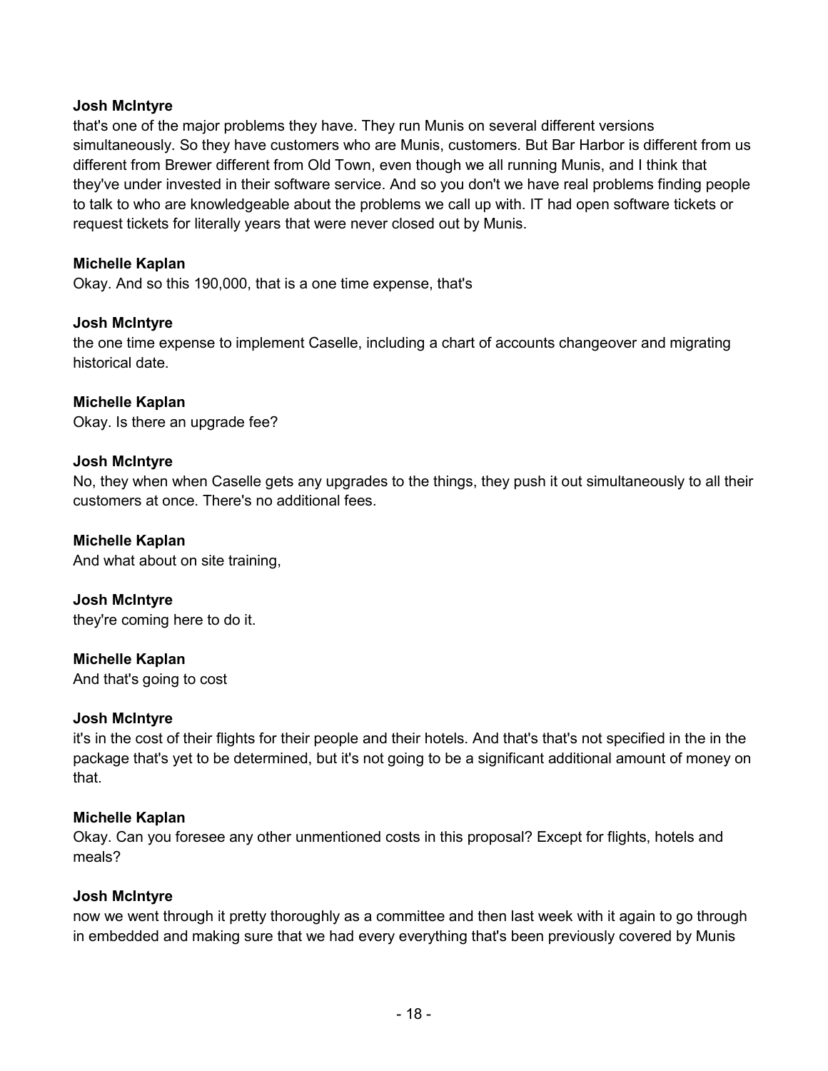**Josh McIntyre**

that's one of the major problems they have. They run Munis on several different versions simultaneously. So they have customers who are Munis, customers. But Bar Harbor is different from us different from Brewer different from Old Town, even though we all running Munis, and I think that they've under invested in their software service. And so you don't we have real problems finding people to talk to who are knowledgeable about the problems we call up with. IT had open software tickets or request tickets for literally years that were never closed out by Munis.

**Michelle Kaplan**

Okay. And so this 190,000, that is a one time expense, that's

**Josh McIntyre**

the one time expense to implement Caselle, including a chart of accounts changeover and migrating historical date.

**Michelle Kaplan**

Okay. Is there an upgrade fee?

**Josh McIntyre**

No, they when when Caselle gets any upgrades to the things, they push it out simultaneously to all their customers at once. There's no additional fees.

**Michelle Kaplan**

And what about on site training,

**Josh McIntyre**

they're coming here to do it.

**Michelle Kaplan**

And that's going to cost

**Josh McIntyre**

it's in the cost of their flights for their people and their hotels. And that's that's not specified in the in the package that's yet to be determined, but it's not going to be a significant additional amount of money on that.

**Michelle Kaplan**

Okay. Can you foresee any other unmentioned costs in this proposal? Except for flights, hotels and meals?

**Josh McIntyre**

now we went through it pretty thoroughly as a committee and then last week with it again to go through in embedded and making sure that we had every everything that's been previously covered by Munis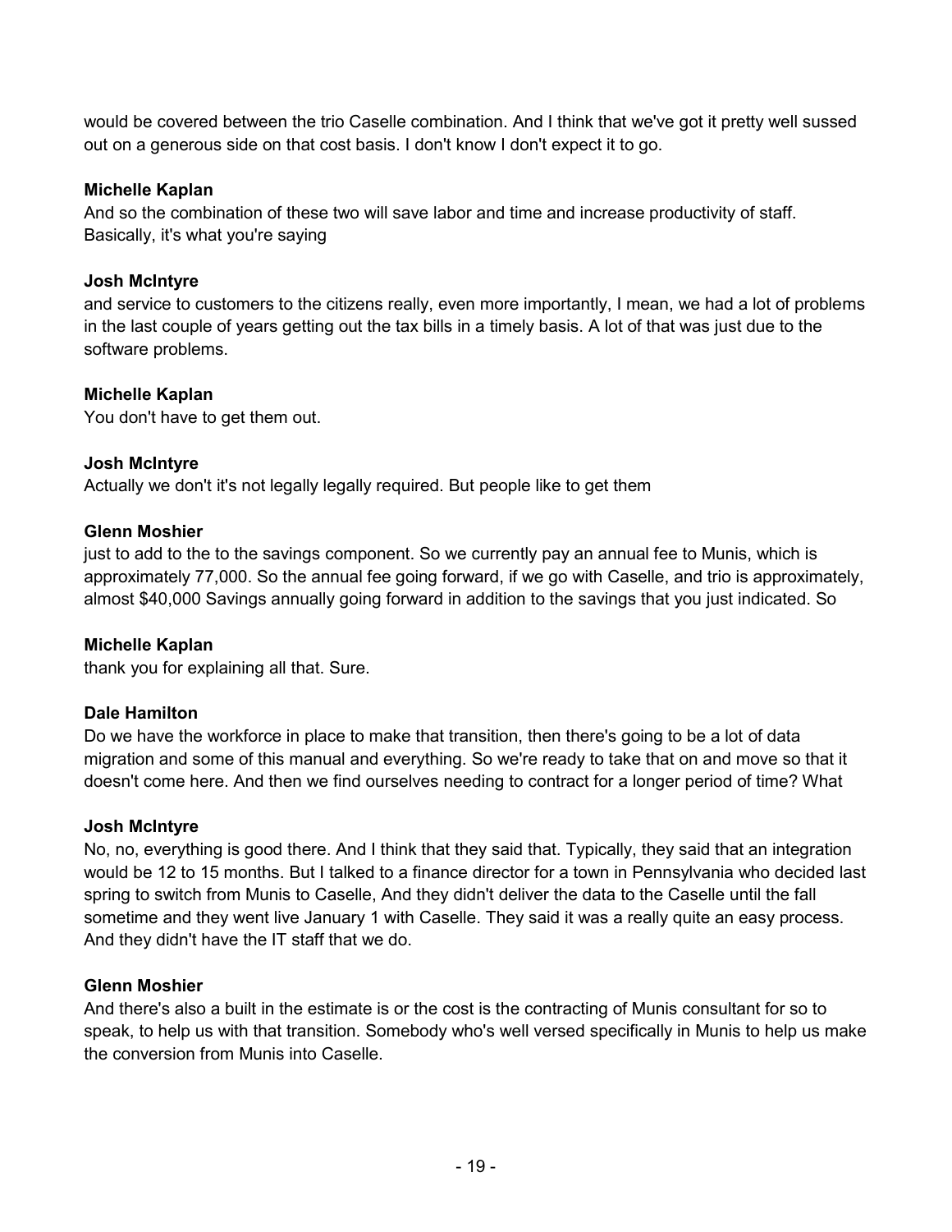would be covered between the trio Caselle combination. And I think that we've got it pretty well sussed out on a generous side on that cost basis. I don't know I don't expect it to go.

**Michelle Kaplan**
And so the combination of these two will save labor and time and increase productivity of staff. Basically, it's what you're saying

**Josh McIntyre**
and service to customers to the citizens really, even more importantly, I mean, we had a lot of problems in the last couple of years getting out the tax bills in a timely basis. A lot of that was just due to the software problems.

**Michelle Kaplan**
You don't have to get them out.

**Josh McIntyre**
Actually we don't it's not legally legally required. But people like to get them

**Glenn Moshier**
just to add to the to the savings component. So we currently pay an annual fee to Munis, which is approximately 77,000. So the annual fee going forward, if we go with Caselle, and trio is approximately, almost $40,000 Savings annually going forward in addition to the savings that you just indicated. So

**Michelle Kaplan**
thank you for explaining all that. Sure.

**Dale Hamilton**
Do we have the workforce in place to make that transition, then there's going to be a lot of data migration and some of this manual and everything. So we're ready to take that on and move so that it doesn't come here. And then we find ourselves needing to contract for a longer period of time? What

**Josh McIntyre**
No, no, everything is good there. And I think that they said that. Typically, they said that an integration would be 12 to 15 months. But I talked to a finance director for a town in Pennsylvania who decided last spring to switch from Munis to Caselle, And they didn't deliver the data to the Caselle until the fall sometime and they went live January 1 with Caselle. They said it was a really quite an easy process. And they didn't have the IT staff that we do.

**Glenn Moshier**
And there's also a built in the estimate is or the cost is the contracting of Munis consultant for so to speak, to help us with that transition. Somebody who's well versed specifically in Munis to help us make the conversion from Munis into Caselle.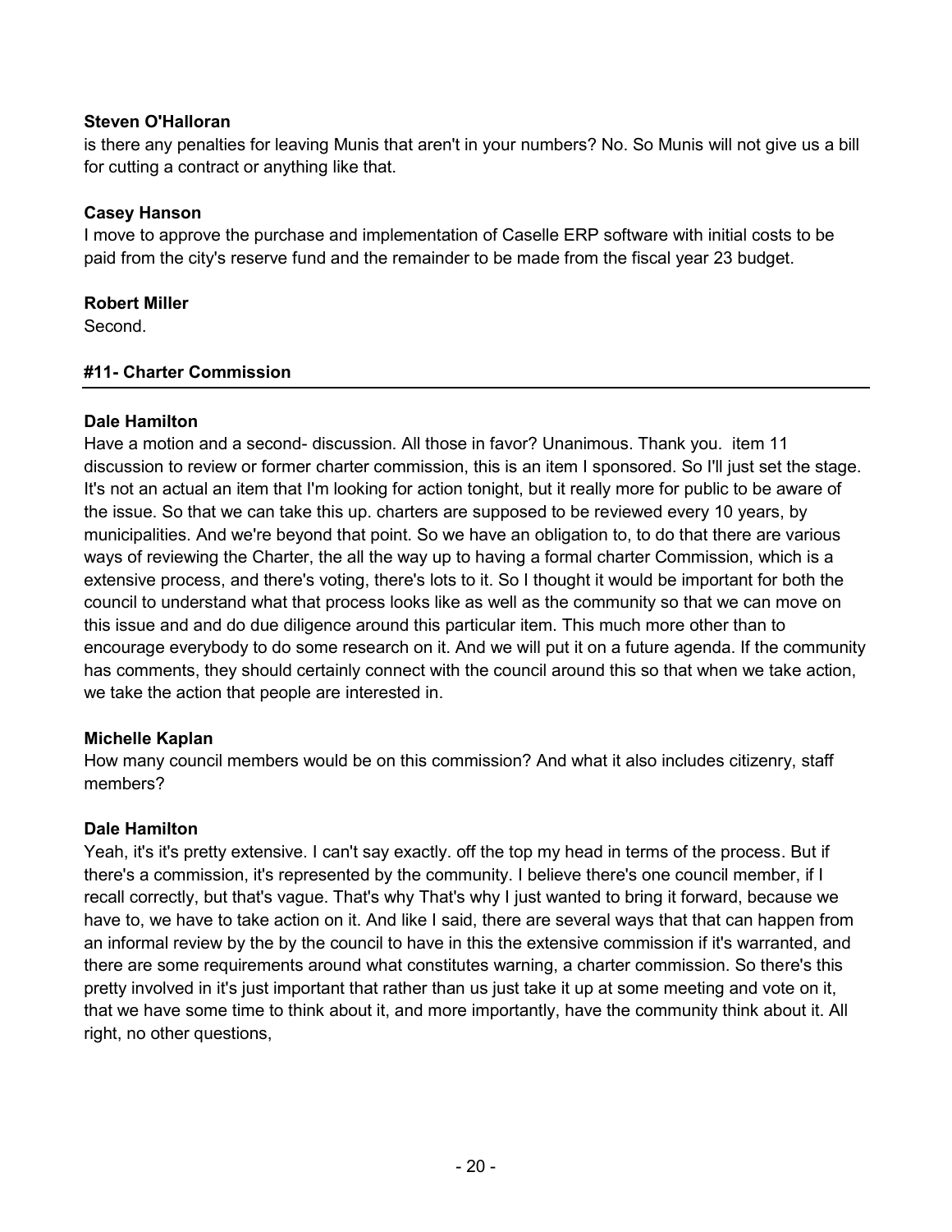**Steven O'Halloran**

is there any penalties for leaving Munis that aren't in your numbers? No. So Munis will not give us a bill for cutting a contract or anything like that.

**Casey Hanson**

I move to approve the purchase and implementation of Caselle ERP software with initial costs to be paid from the city's reserve fund and the remainder to be made from the fiscal year 23 budget.

**Robert Miller**

Second.

## #11- Charter Commission

**Dale Hamilton**

Have a motion and a second- discussion. All those in favor? Unanimous. Thank you. item 11 discussion to review or former charter commission, this is an item I sponsored. So I'll just set the stage. It's not an actual an item that I'm looking for action tonight, but it really more for public to be aware of the issue. So that we can take this up. charters are supposed to be reviewed every 10 years, by municipalities. And we're beyond that point. So we have an obligation to, to do that there are various ways of reviewing the Charter, the all the way up to having a formal charter Commission, which is a extensive process, and there's voting, there's lots to it. So I thought it would be important for both the council to understand what that process looks like as well as the community so that we can move on this issue and and do due diligence around this particular item. This much more other than to encourage everybody to do some research on it. And we will put it on a future agenda. If the community has comments, they should certainly connect with the council around this so that when we take action, we take the action that people are interested in.

**Michelle Kaplan**

How many council members would be on this commission? And what it also includes citizenry, staff members?

**Dale Hamilton**

Yeah, it's it's pretty extensive. I can't say exactly. off the top my head in terms of the process. But if there's a commission, it's represented by the community. I believe there's one council member, if I recall correctly, but that's vague. That's why That's why I just wanted to bring it forward, because we have to, we have to take action on it. And like I said, there are several ways that that can happen from an informal review by the by the council to have in this the extensive commission if it's warranted, and there are some requirements around what constitutes warning, a charter commission. So there's this pretty involved in it's just important that rather than us just take it up at some meeting and vote on it, that we have some time to think about it, and more importantly, have the community think about it. All right, no other questions,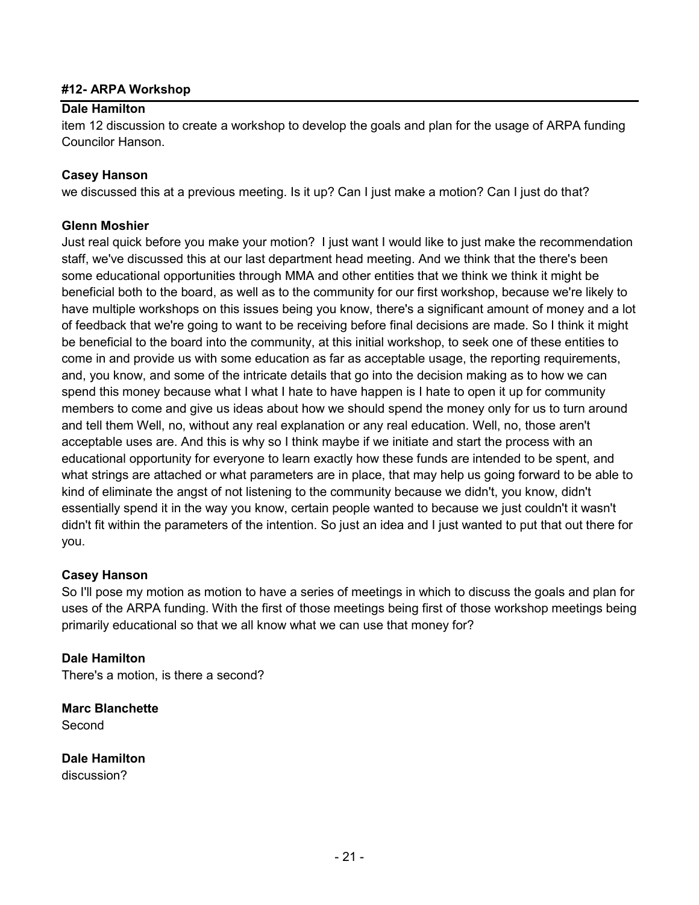#### #12- ARPA Workshop

**Dale Hamilton**
item 12 discussion to create a workshop to develop the goals and plan for the usage of ARPA funding Councilor Hanson.

**Casey Hanson**
we discussed this at a previous meeting. Is it up? Can I just make a motion? Can I just do that?

**Glenn Moshier**
Just real quick before you make your motion? I just want I would like to just make the recommendation staff, we've discussed this at our last department head meeting. And we think that the there's been some educational opportunities through MMA and other entities that we think we think it might be beneficial both to the board, as well as to the community for our first workshop, because we're likely to have multiple workshops on this issues being you know, there's a significant amount of money and a lot of feedback that we're going to want to be receiving before final decisions are made. So I think it might be beneficial to the board into the community, at this initial workshop, to seek one of these entities to come in and provide us with some education as far as acceptable usage, the reporting requirements, and, you know, and some of the intricate details that go into the decision making as to how we can spend this money because what I what I hate to have happen is I hate to open it up for community members to come and give us ideas about how we should spend the money only for us to turn around and tell them Well, no, without any real explanation or any real education. Well, no, those aren't acceptable uses are. And this is why so I think maybe if we initiate and start the process with an educational opportunity for everyone to learn exactly how these funds are intended to be spent, and what strings are attached or what parameters are in place, that may help us going forward to be able to kind of eliminate the angst of not listening to the community because we didn't, you know, didn't essentially spend it in the way you know, certain people wanted to because we just couldn't it wasn't didn't fit within the parameters of the intention. So just an idea and I just wanted to put that out there for you.

**Casey Hanson**
So I'll pose my motion as motion to have a series of meetings in which to discuss the goals and plan for uses of the ARPA funding. With the first of those meetings being first of those workshop meetings being primarily educational so that we all know what we can use that money for?

**Dale Hamilton**
There's a motion, is there a second?

**Marc Blanchette**
Second

**Dale Hamilton**
discussion?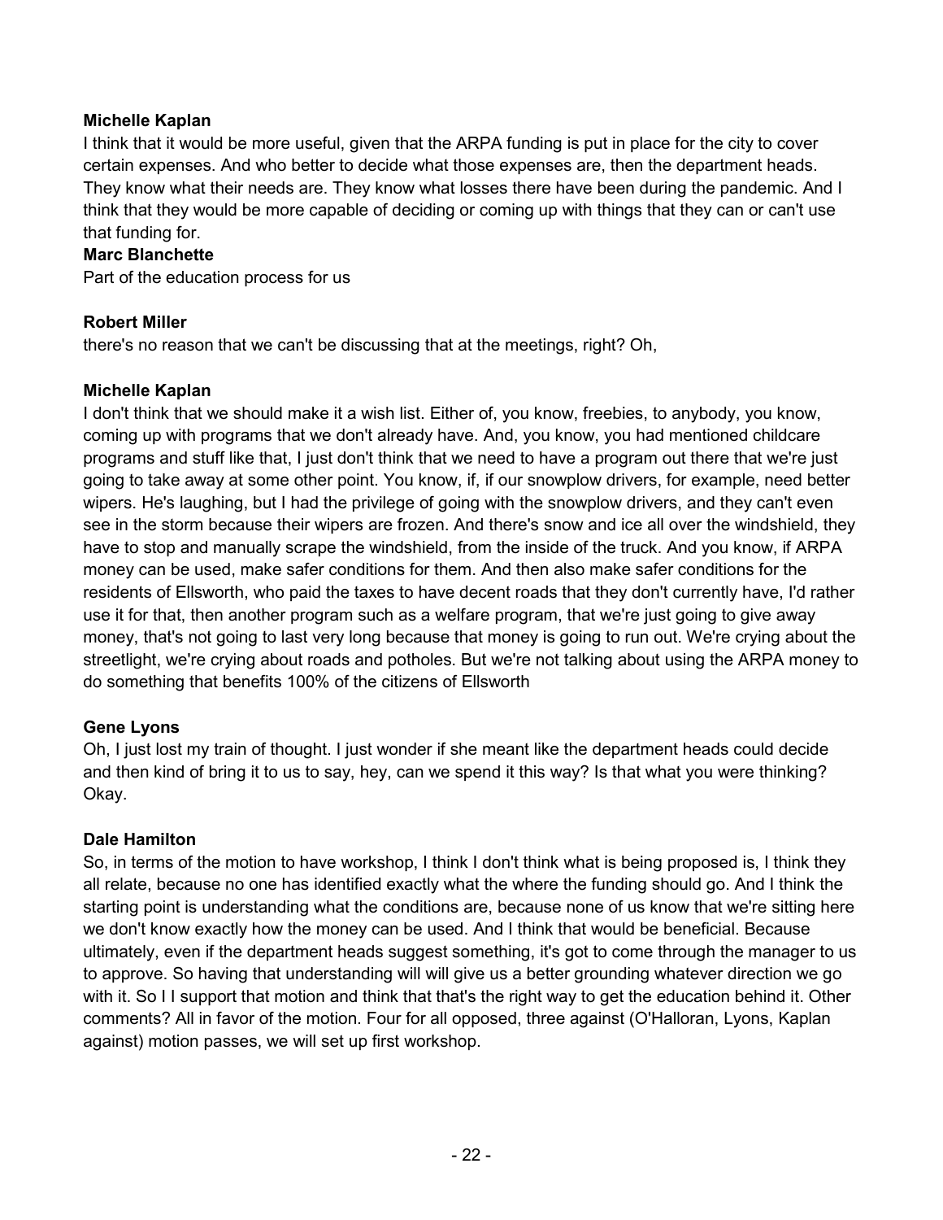**Michelle Kaplan**
I think that it would be more useful, given that the ARPA funding is put in place for the city to cover certain expenses. And who better to decide what those expenses are, then the department heads. They know what their needs are. They know what losses there have been during the pandemic. And I think that they would be more capable of deciding or coming up with things that they can or can't use that funding for.

**Marc Blanchette**
Part of the education process for us

**Robert Miller**
there's no reason that we can't be discussing that at the meetings, right? Oh,

**Michelle Kaplan**
I don't think that we should make it a wish list. Either of, you know, freebies, to anybody, you know, coming up with programs that we don't already have. And, you know, you had mentioned childcare programs and stuff like that, I just don't think that we need to have a program out there that we're just going to take away at some other point. You know, if, if our snowplow drivers, for example, need better wipers. He's laughing, but I had the privilege of going with the snowplow drivers, and they can't even see in the storm because their wipers are frozen. And there's snow and ice all over the windshield, they have to stop and manually scrape the windshield, from the inside of the truck. And you know, if ARPA money can be used, make safer conditions for them. And then also make safer conditions for the residents of Ellsworth, who paid the taxes to have decent roads that they don't currently have, I'd rather use it for that, then another program such as a welfare program, that we're just going to give away money, that's not going to last very long because that money is going to run out. We're crying about the streetlight, we're crying about roads and potholes. But we're not talking about using the ARPA money to do something that benefits 100% of the citizens of Ellsworth

**Gene Lyons**
Oh, I just lost my train of thought. I just wonder if she meant like the department heads could decide and then kind of bring it to us to say, hey, can we spend it this way? Is that what you were thinking? Okay.

**Dale Hamilton**
So, in terms of the motion to have workshop, I think I don't think what is being proposed is, I think they all relate, because no one has identified exactly what the where the funding should go. And I think the starting point is understanding what the conditions are, because none of us know that we're sitting here we don't know exactly how the money can be used. And I think that would be beneficial. Because ultimately, even if the department heads suggest something, it's got to come through the manager to us to approve. So having that understanding will will give us a better grounding whatever direction we go with it. So I I support that motion and think that that's the right way to get the education behind it. Other comments? All in favor of the motion. Four for all opposed, three against (O'Halloran, Lyons, Kaplan against) motion passes, we will set up first workshop.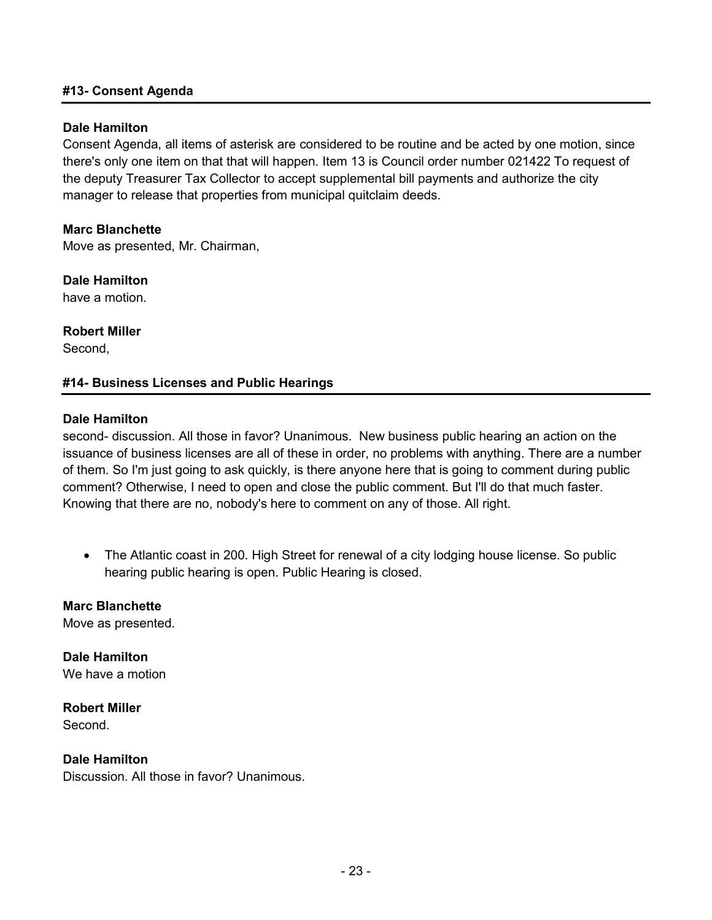#### #13- Consent Agenda

**Dale Hamilton**
Consent Agenda, all items of asterisk are considered to be routine and be acted by one motion, since there's only one item on that that will happen. Item 13 is Council order number 021422 To request of the deputy Treasurer Tax Collector to accept supplemental bill payments and authorize the city manager to release that properties from municipal quitclaim deeds.

**Marc Blanchette**
Move as presented, Mr. Chairman,

**Dale Hamilton**
have a motion.

**Robert Miller**
Second,

#### #14- Business Licenses and Public Hearings

**Dale Hamilton**
second- discussion. All those in favor? Unanimous. New business public hearing an action on the issuance of business licenses are all of these in order, no problems with anything. There are a number of them. So I'm just going to ask quickly, is there anyone here that is going to comment during public comment? Otherwise, I need to open and close the public comment. But I'll do that much faster. Knowing that there are no, nobody's here to comment on any of those. All right.

- The Atlantic coast in 200. High Street for renewal of a city lodging house license. So public hearing public hearing is open. Public Hearing is closed.

**Marc Blanchette**
Move as presented.

**Dale Hamilton**
We have a motion

**Robert Miller**
Second.

**Dale Hamilton**
Discussion. All those in favor? Unanimous.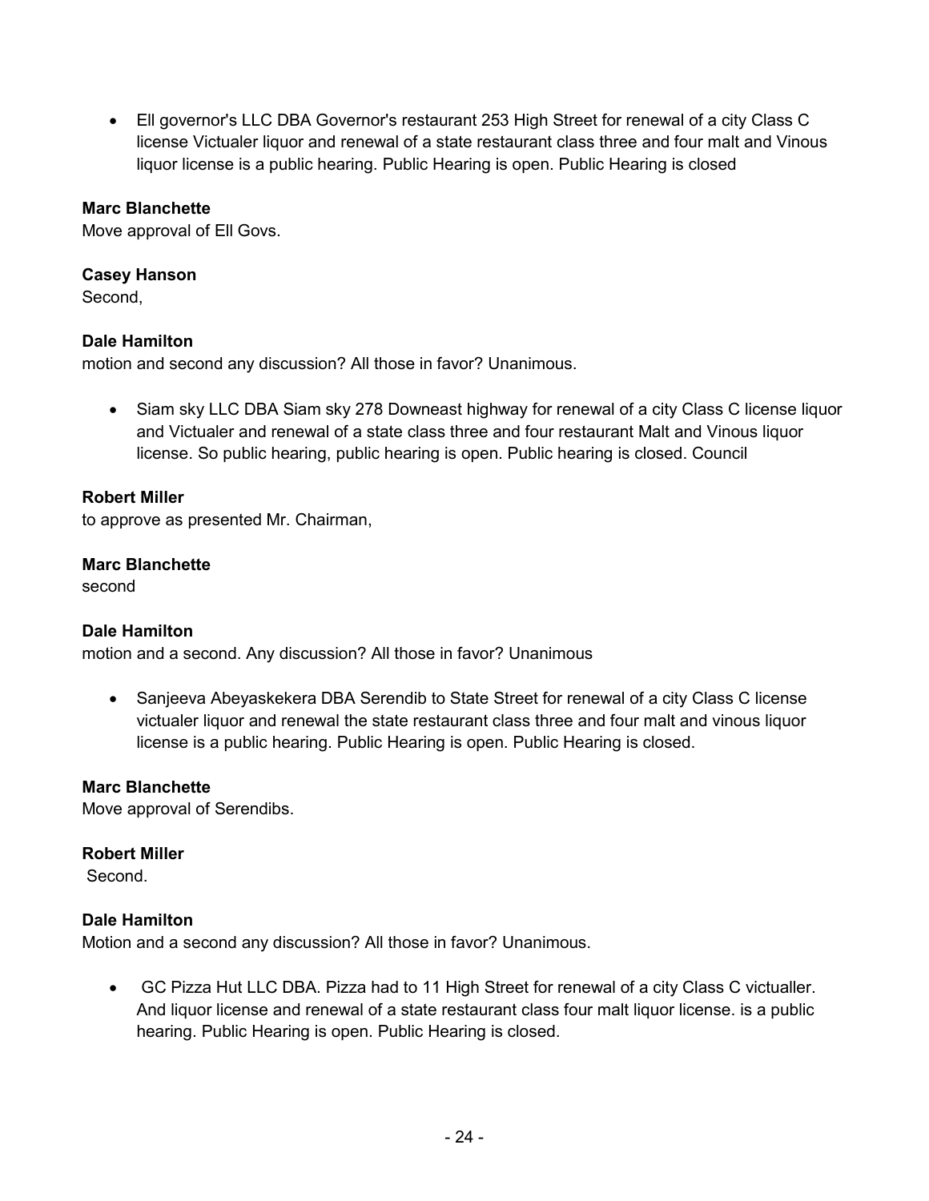- Ell governor's LLC DBA Governor's restaurant 253 High Street for renewal of a city Class C license Victualer liquor and renewal of a state restaurant class three and four malt and Vinous liquor license is a public hearing. Public Hearing is open. Public Hearing is closed

**Marc Blanchette**
Move approval of Ell Govs.

**Casey Hanson**
Second,

**Dale Hamilton**
motion and second any discussion? All those in favor? Unanimous.

- Siam sky LLC DBA Siam sky 278 Downeast highway for renewal of a city Class C license liquor and Victualer and renewal of a state class three and four restaurant Malt and Vinous liquor license. So public hearing, public hearing is open. Public hearing is closed. Council

**Robert Miller**
to approve as presented Mr. Chairman,

**Marc Blanchette**
second

**Dale Hamilton**
motion and a second. Any discussion? All those in favor? Unanimous

- Sanjeeva Abeyaskekera DBA Serendib to State Street for renewal of a city Class C license victualer liquor and renewal the state restaurant class three and four malt and vinous liquor license is a public hearing. Public Hearing is open. Public Hearing is closed.

**Marc Blanchette**
Move approval of Serendibs.

**Robert Miller**
Second.

**Dale Hamilton**
Motion and a second any discussion? All those in favor? Unanimous.

- GC Pizza Hut LLC DBA. Pizza had to 11 High Street for renewal of a city Class C victualler. And liquor license and renewal of a state restaurant class four malt liquor license. is a public hearing. Public Hearing is open. Public Hearing is closed.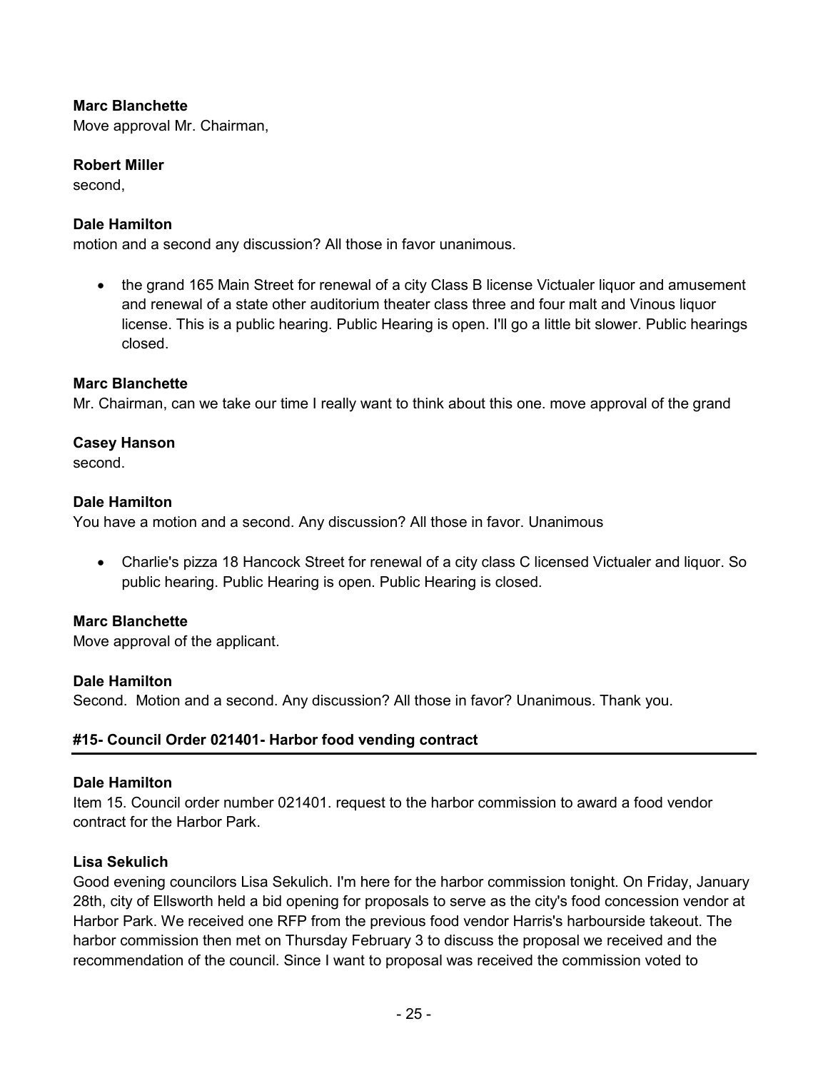**Marc Blanchette**
Move approval Mr. Chairman,

**Robert Miller**
second,

**Dale Hamilton**
motion and a second any discussion? All those in favor unanimous.

- the grand 165 Main Street for renewal of a city Class B license Victualer liquor and amusement and renewal of a state other auditorium theater class three and four malt and Vinous liquor license. This is a public hearing. Public Hearing is open. I'll go a little bit slower. Public hearings closed.

**Marc Blanchette**
Mr. Chairman, can we take our time I really want to think about this one. move approval of the grand

**Casey Hanson**
second.

**Dale Hamilton**
You have a motion and a second. Any discussion? All those in favor. Unanimous

- Charlie's pizza 18 Hancock Street for renewal of a city class C licensed Victualer and liquor. So public hearing. Public Hearing is open. Public Hearing is closed.

**Marc Blanchette**
Move approval of the applicant.

**Dale Hamilton**
Second. Motion and a second. Any discussion? All those in favor? Unanimous. Thank you.

**#15- Council Order 021401- Harbor food vending contract**

**Dale Hamilton**
Item 15. Council order number 021401. request to the harbor commission to award a food vendor contract for the Harbor Park.

**Lisa Sekulich**
Good evening councilors Lisa Sekulich. I'm here for the harbor commission tonight. On Friday, January 28th, city of Ellsworth held a bid opening for proposals to serve as the city's food concession vendor at Harbor Park. We received one RFP from the previous food vendor Harris's harbourside takeout. The harbor commission then met on Thursday February 3 to discuss the proposal we received and the recommendation of the council. Since I want to proposal was received the commission voted to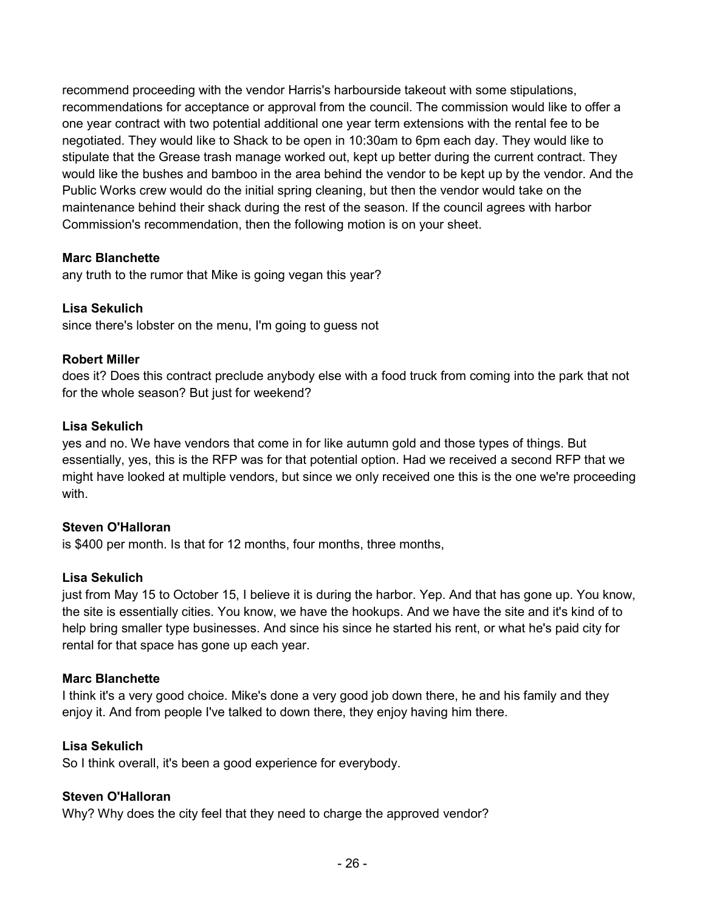recommend proceeding with the vendor Harris's harbourside takeout with some stipulations, recommendations for acceptance or approval from the council. The commission would like to offer a one year contract with two potential additional one year term extensions with the rental fee to be negotiated. They would like to Shack to be open in 10:30am to 6pm each day. They would like to stipulate that the Grease trash manage worked out, kept up better during the current contract. They would like the bushes and bamboo in the area behind the vendor to be kept up by the vendor. And the Public Works crew would do the initial spring cleaning, but then the vendor would take on the maintenance behind their shack during the rest of the season. If the council agrees with harbor Commission's recommendation, then the following motion is on your sheet.

**Marc Blanchette**
any truth to the rumor that Mike is going vegan this year?

**Lisa Sekulich**
since there's lobster on the menu, I'm going to guess not

**Robert Miller**
does it? Does this contract preclude anybody else with a food truck from coming into the park that not for the whole season? But just for weekend?

**Lisa Sekulich**
yes and no. We have vendors that come in for like autumn gold and those types of things. But essentially, yes, this is the RFP was for that potential option. Had we received a second RFP that we might have looked at multiple vendors, but since we only received one this is the one we're proceeding with.

**Steven O'Halloran**
is $400 per month. Is that for 12 months, four months, three months,

**Lisa Sekulich**
just from May 15 to October 15, I believe it is during the harbor. Yep. And that has gone up. You know, the site is essentially cities. You know, we have the hookups. And we have the site and it's kind of to help bring smaller type businesses. And since his since he started his rent, or what he's paid city for rental for that space has gone up each year.

**Marc Blanchette**
I think it's a very good choice. Mike's done a very good job down there, he and his family and they enjoy it. And from people I've talked to down there, they enjoy having him there.

**Lisa Sekulich**
So I think overall, it's been a good experience for everybody.

**Steven O'Halloran**
Why? Why does the city feel that they need to charge the approved vendor?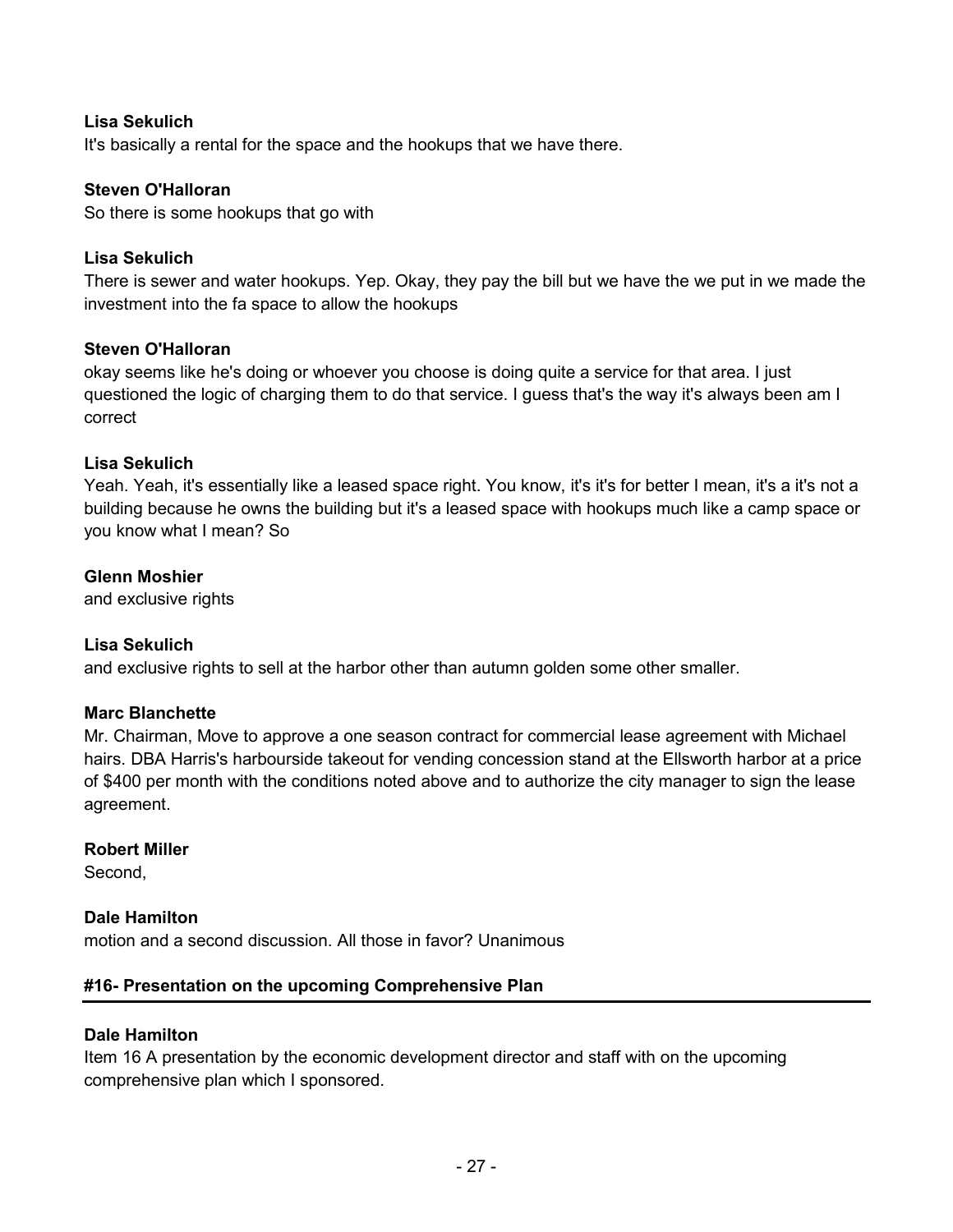**Lisa Sekulich**
It's basically a rental for the space and the hookups that we have there.

**Steven O'Halloran**
So there is some hookups that go with

**Lisa Sekulich**
There is sewer and water hookups. Yep. Okay, they pay the bill but we have the we put in we made the investment into the fa space to allow the hookups

**Steven O'Halloran**
okay seems like he's doing or whoever you choose is doing quite a service for that area. I just questioned the logic of charging them to do that service. I guess that's the way it's always been am I correct

**Lisa Sekulich**
Yeah. Yeah, it's essentially like a leased space right. You know, it's it's for better I mean, it's a it's not a building because he owns the building but it's a leased space with hookups much like a camp space or you know what I mean? So

**Glenn Moshier**
and exclusive rights

**Lisa Sekulich**
and exclusive rights to sell at the harbor other than autumn golden some other smaller.

**Marc Blanchette**
Mr. Chairman, Move to approve a one season contract for commercial lease agreement with Michael hairs. DBA Harris's harbourside takeout for vending concession stand at the Ellsworth harbor at a price of $400 per month with the conditions noted above and to authorize the city manager to sign the lease agreement.

**Robert Miller**
Second,

**Dale Hamilton**
motion and a second discussion. All those in favor? Unanimous

## #16- Presentation on the upcoming Comprehensive Plan

**Dale Hamilton**
Item 16 A presentation by the economic development director and staff with on the upcoming comprehensive plan which I sponsored.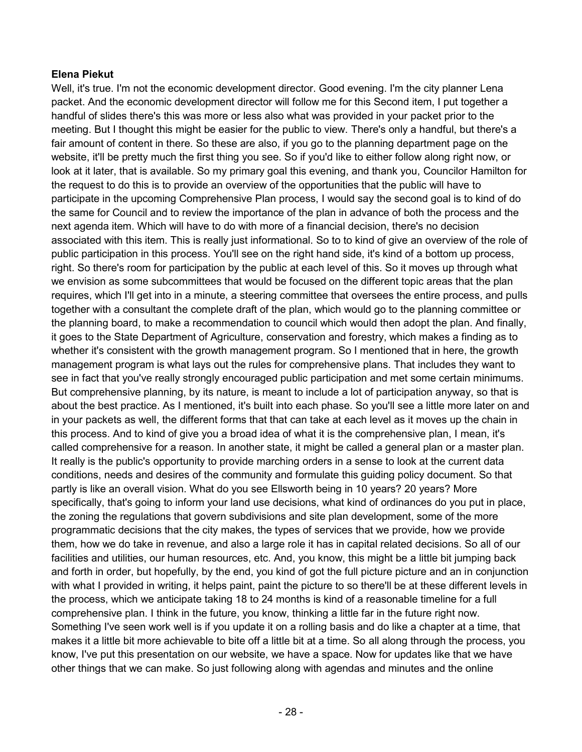**Elena Piekut**

Well, it's true. I'm not the economic development director. Good evening. I'm the city planner Lena packet. And the economic development director will follow me for this Second item, I put together a handful of slides there's this was more or less also what was provided in your packet prior to the meeting. But I thought this might be easier for the public to view. There's only a handful, but there's a fair amount of content in there. So these are also, if you go to the planning department page on the website, it'll be pretty much the first thing you see. So if you'd like to either follow along right now, or look at it later, that is available. So my primary goal this evening, and thank you, Councilor Hamilton for the request to do this is to provide an overview of the opportunities that the public will have to participate in the upcoming Comprehensive Plan process, I would say the second goal is to kind of do the same for Council and to review the importance of the plan in advance of both the process and the next agenda item. Which will have to do with more of a financial decision, there's no decision associated with this item. This is really just informational. So to to kind of give an overview of the role of public participation in this process. You'll see on the right hand side, it's kind of a bottom up process, right. So there's room for participation by the public at each level of this. So it moves up through what we envision as some subcommittees that would be focused on the different topic areas that the plan requires, which I'll get into in a minute, a steering committee that oversees the entire process, and pulls together with a consultant the complete draft of the plan, which would go to the planning committee or the planning board, to make a recommendation to council which would then adopt the plan. And finally, it goes to the State Department of Agriculture, conservation and forestry, which makes a finding as to whether it's consistent with the growth management program. So I mentioned that in here, the growth management program is what lays out the rules for comprehensive plans. That includes they want to see in fact that you've really strongly encouraged public participation and met some certain minimums. But comprehensive planning, by its nature, is meant to include a lot of participation anyway, so that is about the best practice. As I mentioned, it's built into each phase. So you'll see a little more later on and in your packets as well, the different forms that that can take at each level as it moves up the chain in this process. And to kind of give you a broad idea of what it is the comprehensive plan, I mean, it's called comprehensive for a reason. In another state, it might be called a general plan or a master plan. It really is the public's opportunity to provide marching orders in a sense to look at the current data conditions, needs and desires of the community and formulate this guiding policy document. So that partly is like an overall vision. What do you see Ellsworth being in 10 years? 20 years? More specifically, that's going to inform your land use decisions, what kind of ordinances do you put in place, the zoning the regulations that govern subdivisions and site plan development, some of the more programmatic decisions that the city makes, the types of services that we provide, how we provide them, how we do take in revenue, and also a large role it has in capital related decisions. So all of our facilities and utilities, our human resources, etc. And, you know, this might be a little bit jumping back and forth in order, but hopefully, by the end, you kind of got the full picture picture and an in conjunction with what I provided in writing, it helps paint, paint the picture to so there'll be at these different levels in the process, which we anticipate taking 18 to 24 months is kind of a reasonable timeline for a full comprehensive plan. I think in the future, you know, thinking a little far in the future right now. Something I've seen work well is if you update it on a rolling basis and do like a chapter at a time, that makes it a little bit more achievable to bite off a little bit at a time. So all along through the process, you know, I've put this presentation on our website, we have a space. Now for updates like that we have other things that we can make. So just following along with agendas and minutes and the online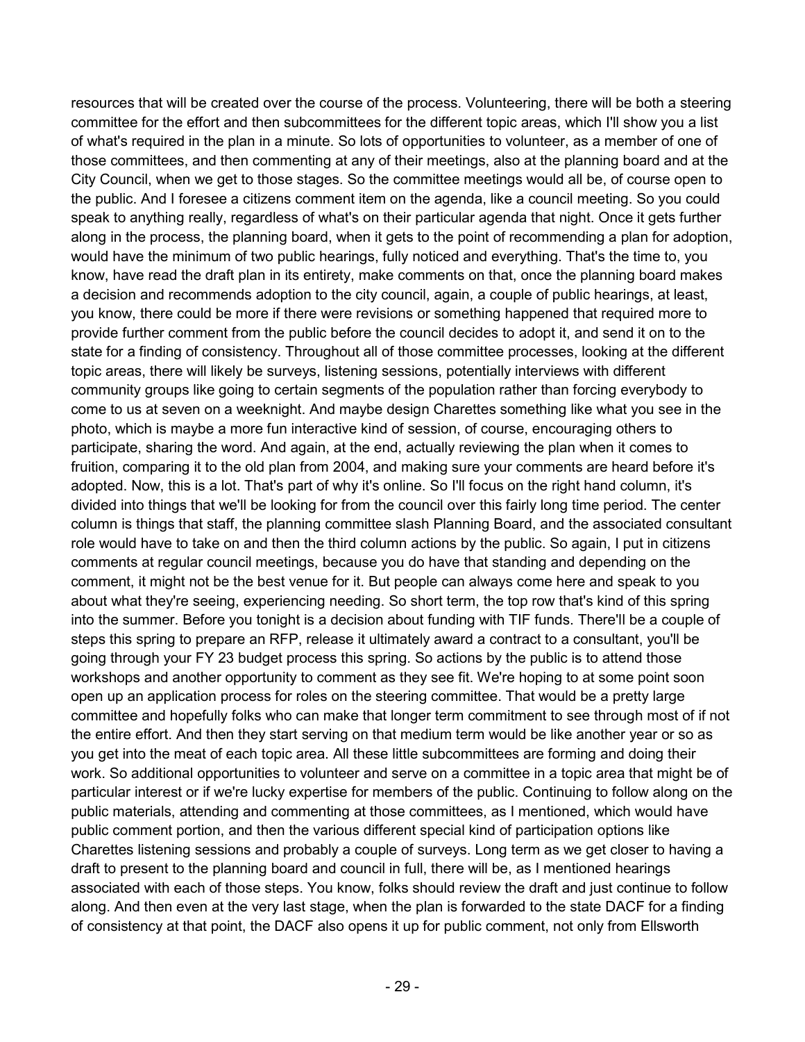resources that will be created over the course of the process. Volunteering, there will be both a steering committee for the effort and then subcommittees for the different topic areas, which I'll show you a list of what's required in the plan in a minute. So lots of opportunities to volunteer, as a member of one of those committees, and then commenting at any of their meetings, also at the planning board and at the City Council, when we get to those stages. So the committee meetings would all be, of course open to the public. And I foresee a citizens comment item on the agenda, like a council meeting. So you could speak to anything really, regardless of what's on their particular agenda that night. Once it gets further along in the process, the planning board, when it gets to the point of recommending a plan for adoption, would have the minimum of two public hearings, fully noticed and everything. That's the time to, you know, have read the draft plan in its entirety, make comments on that, once the planning board makes a decision and recommends adoption to the city council, again, a couple of public hearings, at least, you know, there could be more if there were revisions or something happened that required more to provide further comment from the public before the council decides to adopt it, and send it on to the state for a finding of consistency. Throughout all of those committee processes, looking at the different topic areas, there will likely be surveys, listening sessions, potentially interviews with different community groups like going to certain segments of the population rather than forcing everybody to come to us at seven on a weeknight. And maybe design Charettes something like what you see in the photo, which is maybe a more fun interactive kind of session, of course, encouraging others to participate, sharing the word. And again, at the end, actually reviewing the plan when it comes to fruition, comparing it to the old plan from 2004, and making sure your comments are heard before it's adopted. Now, this is a lot. That's part of why it's online. So I'll focus on the right hand column, it's divided into things that we'll be looking for from the council over this fairly long time period. The center column is things that staff, the planning committee slash Planning Board, and the associated consultant role would have to take on and then the third column actions by the public. So again, I put in citizens comments at regular council meetings, because you do have that standing and depending on the comment, it might not be the best venue for it. But people can always come here and speak to you about what they're seeing, experiencing needing. So short term, the top row that's kind of this spring into the summer. Before you tonight is a decision about funding with TIF funds. There'll be a couple of steps this spring to prepare an RFP, release it ultimately award a contract to a consultant, you'll be going through your FY 23 budget process this spring. So actions by the public is to attend those workshops and another opportunity to comment as they see fit. We're hoping to at some point soon open up an application process for roles on the steering committee. That would be a pretty large committee and hopefully folks who can make that longer term commitment to see through most of if not the entire effort. And then they start serving on that medium term would be like another year or so as you get into the meat of each topic area. All these little subcommittees are forming and doing their work. So additional opportunities to volunteer and serve on a committee in a topic area that might be of particular interest or if we're lucky expertise for members of the public. Continuing to follow along on the public materials, attending and commenting at those committees, as I mentioned, which would have public comment portion, and then the various different special kind of participation options like Charettes listening sessions and probably a couple of surveys. Long term as we get closer to having a draft to present to the planning board and council in full, there will be, as I mentioned hearings associated with each of those steps. You know, folks should review the draft and just continue to follow along. And then even at the very last stage, when the plan is forwarded to the state DACF for a finding of consistency at that point, the DACF also opens it up for public comment, not only from Ellsworth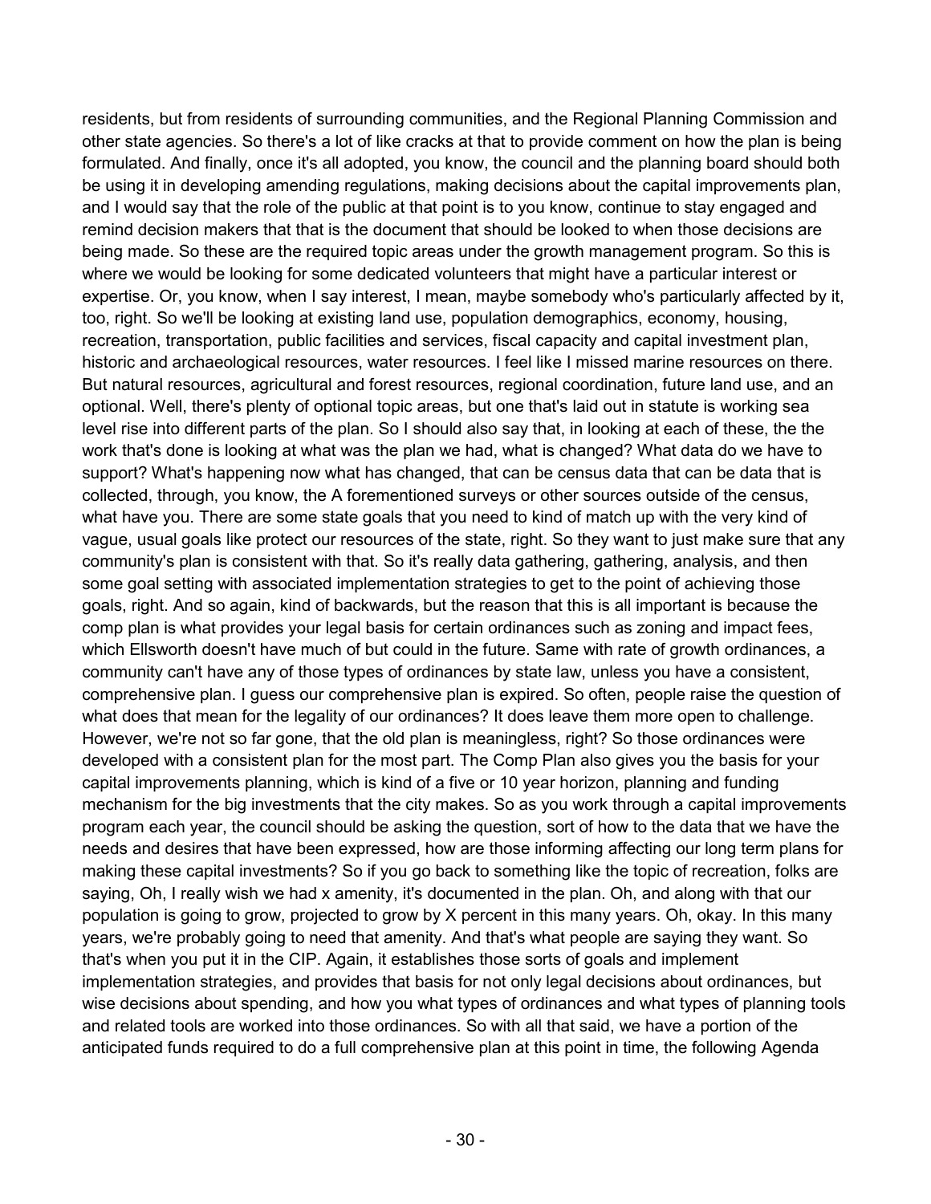residents, but from residents of surrounding communities, and the Regional Planning Commission and other state agencies. So there's a lot of like cracks at that to provide comment on how the plan is being formulated. And finally, once it's all adopted, you know, the council and the planning board should both be using it in developing amending regulations, making decisions about the capital improvements plan, and I would say that the role of the public at that point is to you know, continue to stay engaged and remind decision makers that that is the document that should be looked to when those decisions are being made. So these are the required topic areas under the growth management program. So this is where we would be looking for some dedicated volunteers that might have a particular interest or expertise. Or, you know, when I say interest, I mean, maybe somebody who's particularly affected by it, too, right. So we'll be looking at existing land use, population demographics, economy, housing, recreation, transportation, public facilities and services, fiscal capacity and capital investment plan, historic and archaeological resources, water resources. I feel like I missed marine resources on there. But natural resources, agricultural and forest resources, regional coordination, future land use, and an optional. Well, there's plenty of optional topic areas, but one that's laid out in statute is working sea level rise into different parts of the plan. So I should also say that, in looking at each of these, the the work that's done is looking at what was the plan we had, what is changed? What data do we have to support? What's happening now what has changed, that can be census data that can be data that is collected, through, you know, the A forementioned surveys or other sources outside of the census, what have you. There are some state goals that you need to kind of match up with the very kind of vague, usual goals like protect our resources of the state, right. So they want to just make sure that any community's plan is consistent with that. So it's really data gathering, gathering, analysis, and then some goal setting with associated implementation strategies to get to the point of achieving those goals, right. And so again, kind of backwards, but the reason that this is all important is because the comp plan is what provides your legal basis for certain ordinances such as zoning and impact fees, which Ellsworth doesn't have much of but could in the future. Same with rate of growth ordinances, a community can't have any of those types of ordinances by state law, unless you have a consistent, comprehensive plan. I guess our comprehensive plan is expired. So often, people raise the question of what does that mean for the legality of our ordinances? It does leave them more open to challenge. However, we're not so far gone, that the old plan is meaningless, right? So those ordinances were developed with a consistent plan for the most part. The Comp Plan also gives you the basis for your capital improvements planning, which is kind of a five or 10 year horizon, planning and funding mechanism for the big investments that the city makes. So as you work through a capital improvements program each year, the council should be asking the question, sort of how to the data that we have the needs and desires that have been expressed, how are those informing affecting our long term plans for making these capital investments? So if you go back to something like the topic of recreation, folks are saying, Oh, I really wish we had x amenity, it's documented in the plan. Oh, and along with that our population is going to grow, projected to grow by X percent in this many years. Oh, okay. In this many years, we're probably going to need that amenity. And that's what people are saying they want. So that's when you put it in the CIP. Again, it establishes those sorts of goals and implement implementation strategies, and provides that basis for not only legal decisions about ordinances, but wise decisions about spending, and how you what types of ordinances and what types of planning tools and related tools are worked into those ordinances. So with all that said, we have a portion of the anticipated funds required to do a full comprehensive plan at this point in time, the following Agenda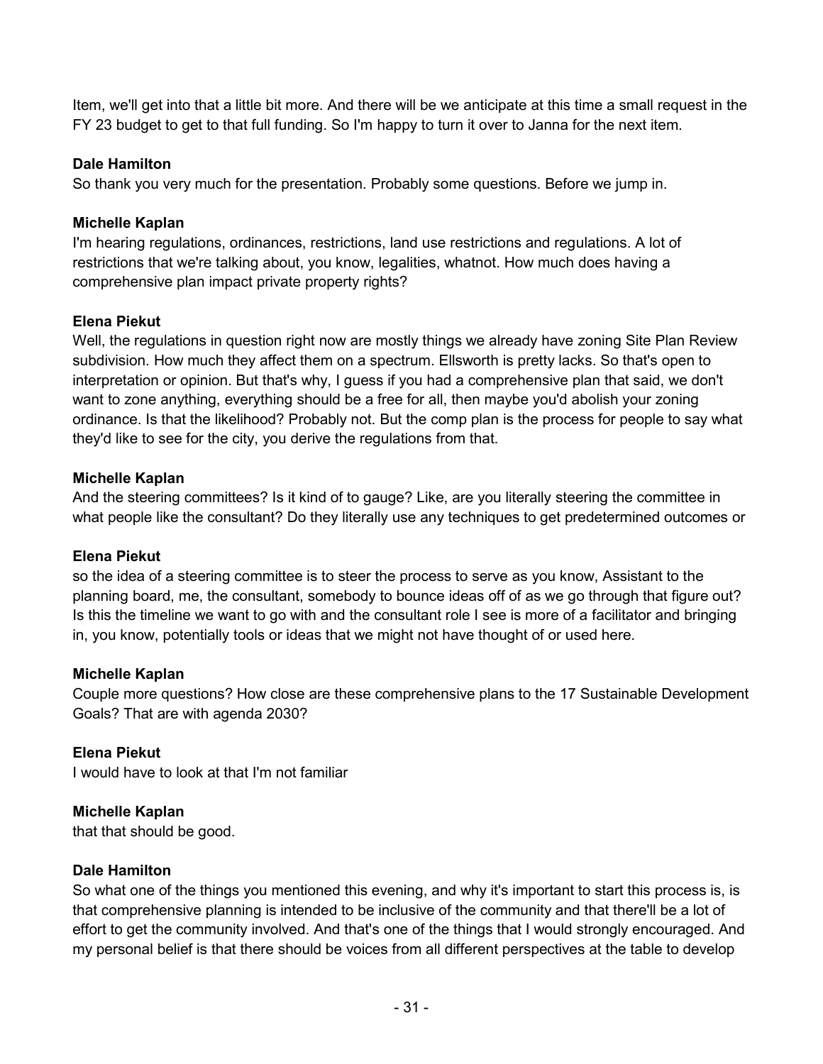Item, we'll get into that a little bit more. And there will be we anticipate at this time a small request in the FY 23 budget to get to that full funding. So I'm happy to turn it over to Janna for the next item.

**Dale Hamilton**
So thank you very much for the presentation. Probably some questions. Before we jump in.

**Michelle Kaplan**
I'm hearing regulations, ordinances, restrictions, land use restrictions and regulations. A lot of restrictions that we're talking about, you know, legalities, whatnot. How much does having a comprehensive plan impact private property rights?

**Elena Piekut**
Well, the regulations in question right now are mostly things we already have zoning Site Plan Review subdivision. How much they affect them on a spectrum. Ellsworth is pretty lacks. So that's open to interpretation or opinion. But that's why, I guess if you had a comprehensive plan that said, we don't want to zone anything, everything should be a free for all, then maybe you'd abolish your zoning ordinance. Is that the likelihood? Probably not. But the comp plan is the process for people to say what they'd like to see for the city, you derive the regulations from that.

**Michelle Kaplan**
And the steering committees? Is it kind of to gauge? Like, are you literally steering the committee in what people like the consultant? Do they literally use any techniques to get predetermined outcomes or

**Elena Piekut**
so the idea of a steering committee is to steer the process to serve as you know, Assistant to the planning board, me, the consultant, somebody to bounce ideas off of as we go through that figure out? Is this the timeline we want to go with and the consultant role I see is more of a facilitator and bringing in, you know, potentially tools or ideas that we might not have thought of or used here.

**Michelle Kaplan**
Couple more questions? How close are these comprehensive plans to the 17 Sustainable Development Goals? That are with agenda 2030?

**Elena Piekut**
I would have to look at that I'm not familiar

**Michelle Kaplan**
that that should be good.

**Dale Hamilton**
So what one of the things you mentioned this evening, and why it's important to start this process is, is that comprehensive planning is intended to be inclusive of the community and that there'll be a lot of effort to get the community involved. And that's one of the things that I would strongly encouraged. And my personal belief is that there should be voices from all different perspectives at the table to develop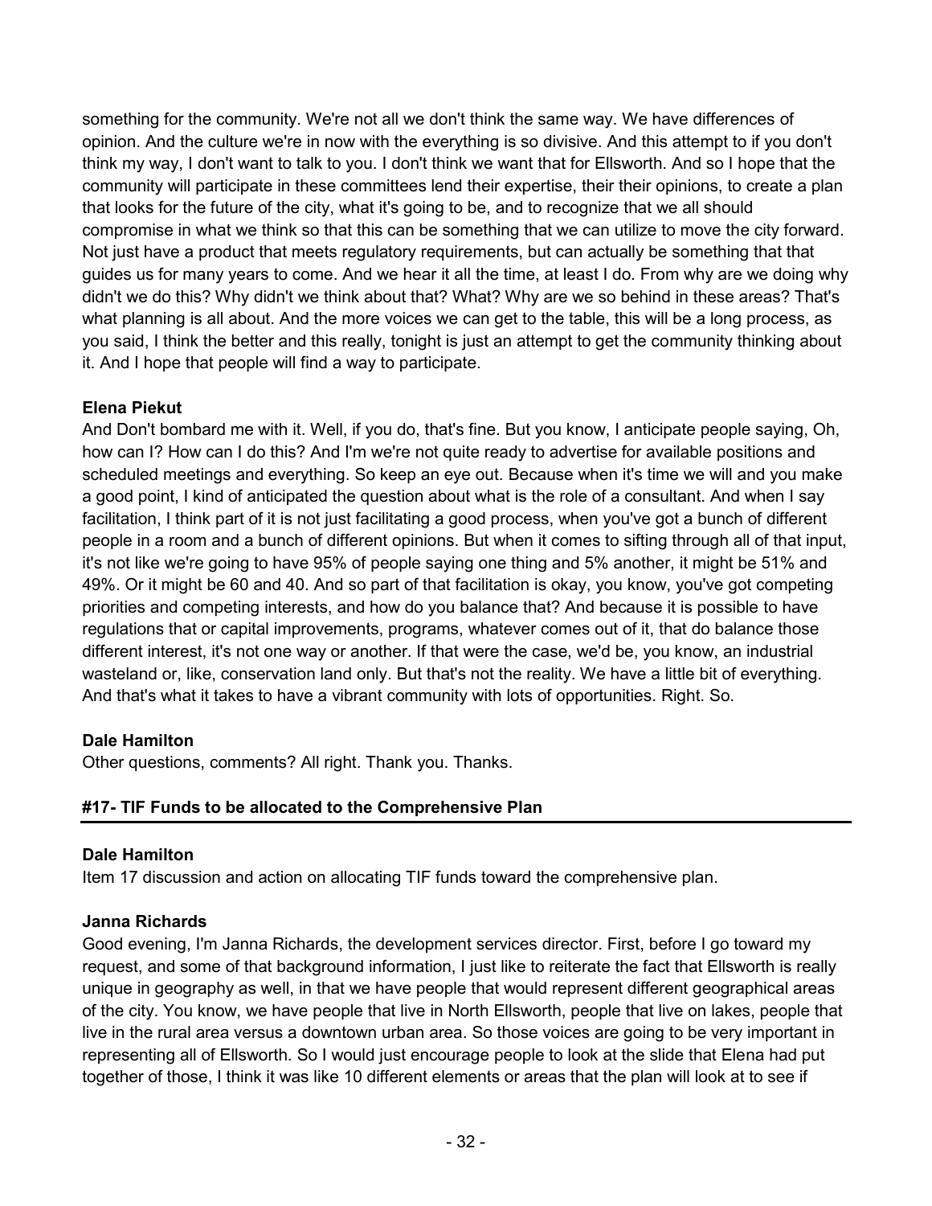something for the community. We're not all we don't think the same way. We have differences of opinion. And the culture we're in now with the everything is so divisive. And this attempt to if you don't think my way, I don't want to talk to you. I don't think we want that for Ellsworth. And so I hope that the community will participate in these committees lend their expertise, their their opinions, to create a plan that looks for the future of the city, what it's going to be, and to recognize that we all should compromise in what we think so that this can be something that we can utilize to move the city forward. Not just have a product that meets regulatory requirements, but can actually be something that that guides us for many years to come. And we hear it all the time, at least I do. From why are we doing why didn't we do this? Why didn't we think about that? What? Why are we so behind in these areas? That's what planning is all about. And the more voices we can get to the table, this will be a long process, as you said, I think the better and this really, tonight is just an attempt to get the community thinking about it. And I hope that people will find a way to participate.

**Elena Piekut**
And Don't bombard me with it. Well, if you do, that's fine. But you know, I anticipate people saying, Oh, how can I? How can I do this? And I'm we're not quite ready to advertise for available positions and scheduled meetings and everything. So keep an eye out. Because when it's time we will and you make a good point, I kind of anticipated the question about what is the role of a consultant. And when I say facilitation, I think part of it is not just facilitating a good process, when you've got a bunch of different people in a room and a bunch of different opinions. But when it comes to sifting through all of that input, it's not like we're going to have 95% of people saying one thing and 5% another, it might be 51% and 49%. Or it might be 60 and 40. And so part of that facilitation is okay, you know, you've got competing priorities and competing interests, and how do you balance that? And because it is possible to have regulations that or capital improvements, programs, whatever comes out of it, that do balance those different interest, it's not one way or another. If that were the case, we'd be, you know, an industrial wasteland or, like, conservation land only. But that's not the reality. We have a little bit of everything. And that's what it takes to have a vibrant community with lots of opportunities. Right. So.

**Dale Hamilton**
Other questions, comments? All right. Thank you. Thanks.

## #17- TIF Funds to be allocated to the Comprehensive Plan

**Dale Hamilton**
Item 17 discussion and action on allocating TIF funds toward the comprehensive plan.

**Janna Richards**
Good evening, I'm Janna Richards, the development services director. First, before I go toward my request, and some of that background information, I just like to reiterate the fact that Ellsworth is really unique in geography as well, in that we have people that would represent different geographical areas of the city. You know, we have people that live in North Ellsworth, people that live on lakes, people that live in the rural area versus a downtown urban area. So those voices are going to be very important in representing all of Ellsworth. So I would just encourage people to look at the slide that Elena had put together of those, I think it was like 10 different elements or areas that the plan will look at to see if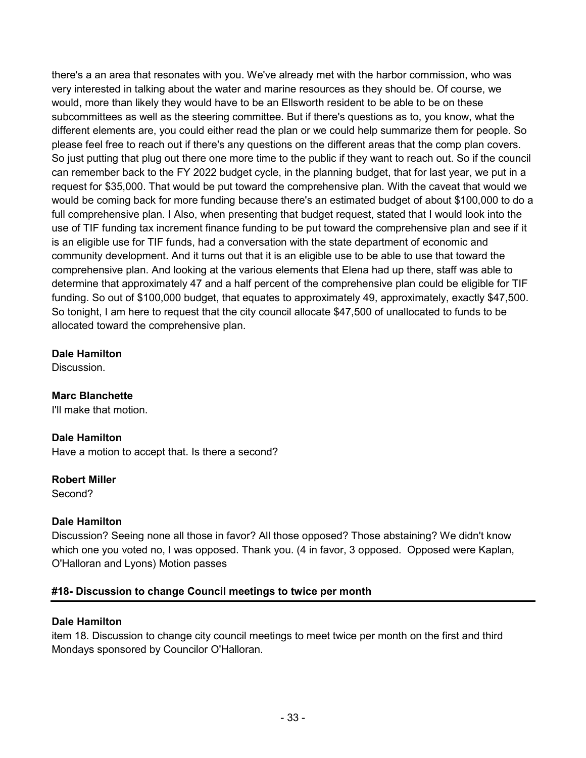there's a an area that resonates with you. We've already met with the harbor commission, who was very interested in talking about the water and marine resources as they should be. Of course, we would, more than likely they would have to be an Ellsworth resident to be able to be on these subcommittees as well as the steering committee. But if there's questions as to, you know, what the different elements are, you could either read the plan or we could help summarize them for people. So please feel free to reach out if there's any questions on the different areas that the comp plan covers. So just putting that plug out there one more time to the public if they want to reach out. So if the council can remember back to the FY 2022 budget cycle, in the planning budget, that for last year, we put in a request for $35,000. That would be put toward the comprehensive plan. With the caveat that would we would be coming back for more funding because there's an estimated budget of about $100,000 to do a full comprehensive plan. I Also, when presenting that budget request, stated that I would look into the use of TIF funding tax increment finance funding to be put toward the comprehensive plan and see if it is an eligible use for TIF funds, had a conversation with the state department of economic and community development. And it turns out that it is an eligible use to be able to use that toward the comprehensive plan. And looking at the various elements that Elena had up there, staff was able to determine that approximately 47 and a half percent of the comprehensive plan could be eligible for TIF funding. So out of $100,000 budget, that equates to approximately 49, approximately, exactly $47,500. So tonight, I am here to request that the city council allocate $47,500 of unallocated to funds to be allocated toward the comprehensive plan.

**Dale Hamilton**
Discussion.

**Marc Blanchette**
I'll make that motion.

**Dale Hamilton**
Have a motion to accept that. Is there a second?

**Robert Miller**
Second?

**Dale Hamilton**
Discussion? Seeing none all those in favor? All those opposed? Those abstaining? We didn't know which one you voted no, I was opposed. Thank you. (4 in favor, 3 opposed. Opposed were Kaplan, O'Halloran and Lyons) Motion passes

### #18- Discussion to change Council meetings to twice per month

**Dale Hamilton**
item 18. Discussion to change city council meetings to meet twice per month on the first and third Mondays sponsored by Councilor O'Halloran.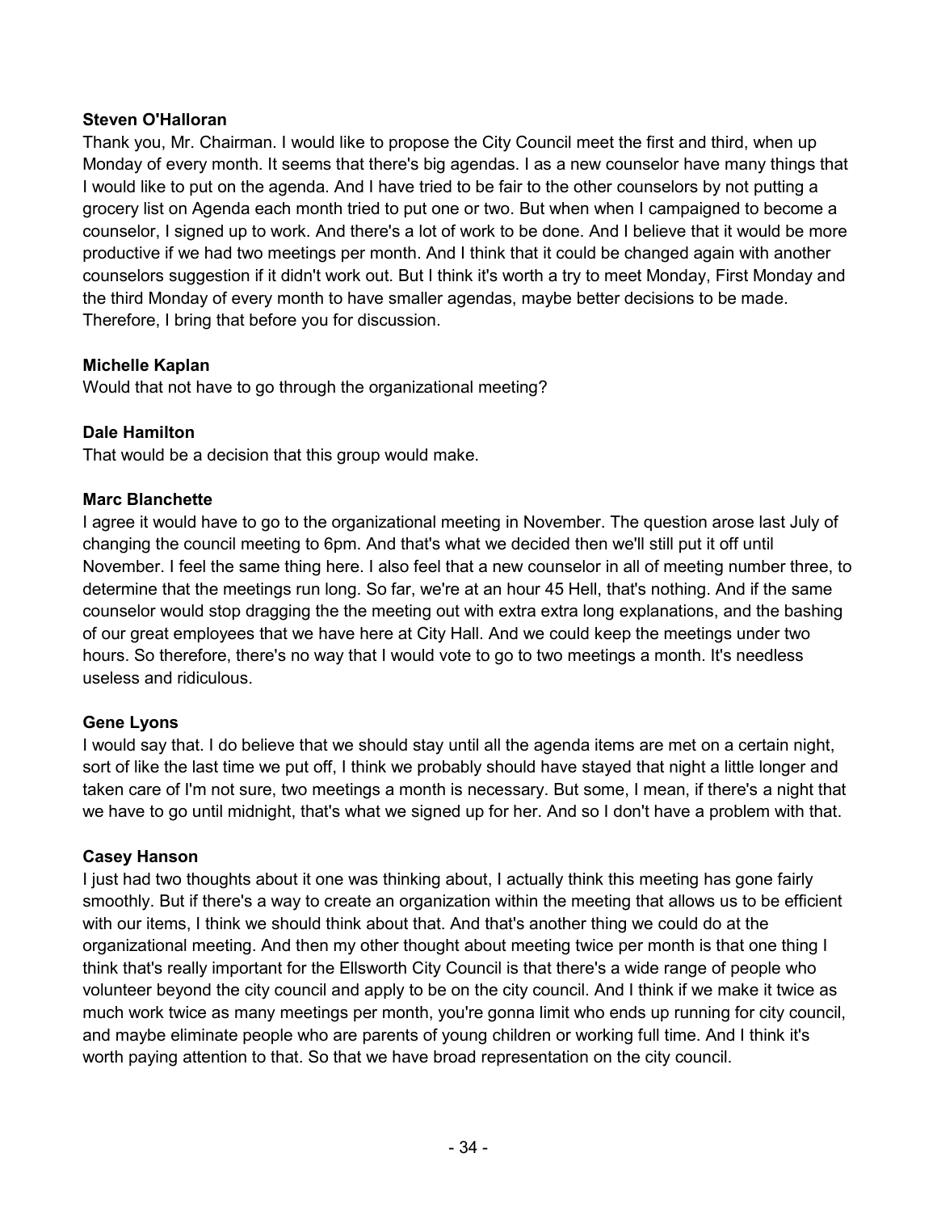**Steven O'Halloran**

Thank you, Mr. Chairman. I would like to propose the City Council meet the first and third, when up Monday of every month. It seems that there's big agendas. I as a new counselor have many things that I would like to put on the agenda. And I have tried to be fair to the other counselors by not putting a grocery list on Agenda each month tried to put one or two. But when when I campaigned to become a counselor, I signed up to work. And there's a lot of work to be done. And I believe that it would be more productive if we had two meetings per month. And I think that it could be changed again with another counselors suggestion if it didn't work out. But I think it's worth a try to meet Monday, First Monday and the third Monday of every month to have smaller agendas, maybe better decisions to be made. Therefore, I bring that before you for discussion.

**Michelle Kaplan**

Would that not have to go through the organizational meeting?

**Dale Hamilton**

That would be a decision that this group would make.

**Marc Blanchette**

I agree it would have to go to the organizational meeting in November. The question arose last July of changing the council meeting to 6pm. And that's what we decided then we'll still put it off until November. I feel the same thing here. I also feel that a new counselor in all of meeting number three, to determine that the meetings run long. So far, we're at an hour 45 Hell, that's nothing. And if the same counselor would stop dragging the the meeting out with extra extra long explanations, and the bashing of our great employees that we have here at City Hall. And we could keep the meetings under two hours. So therefore, there's no way that I would vote to go to two meetings a month. It's needless useless and ridiculous.

**Gene Lyons**

I would say that. I do believe that we should stay until all the agenda items are met on a certain night, sort of like the last time we put off, I think we probably should have stayed that night a little longer and taken care of I'm not sure, two meetings a month is necessary. But some, I mean, if there's a night that we have to go until midnight, that's what we signed up for her. And so I don't have a problem with that.

**Casey Hanson**

I just had two thoughts about it one was thinking about, I actually think this meeting has gone fairly smoothly. But if there's a way to create an organization within the meeting that allows us to be efficient with our items, I think we should think about that. And that's another thing we could do at the organizational meeting. And then my other thought about meeting twice per month is that one thing I think that's really important for the Ellsworth City Council is that there's a wide range of people who volunteer beyond the city council and apply to be on the city council. And I think if we make it twice as much work twice as many meetings per month, you're gonna limit who ends up running for city council, and maybe eliminate people who are parents of young children or working full time. And I think it's worth paying attention to that. So that we have broad representation on the city council.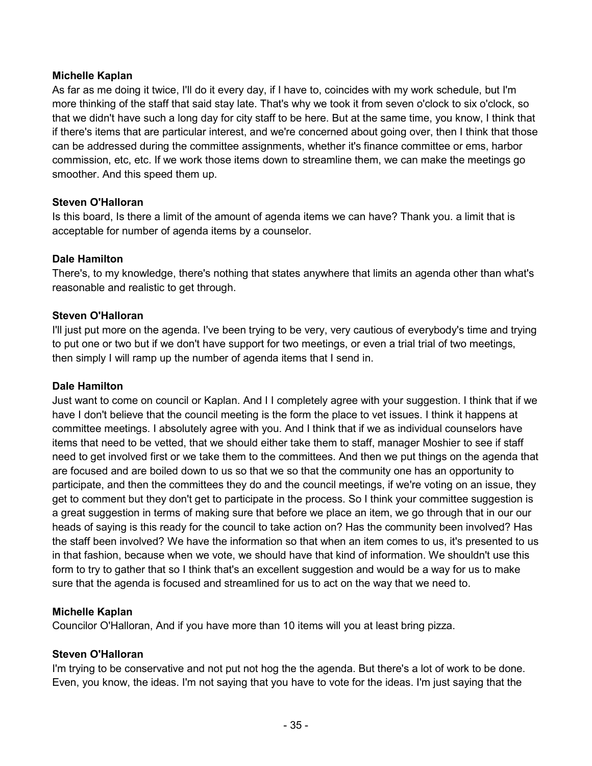**Michelle Kaplan**
As far as me doing it twice, I'll do it every day, if I have to, coincides with my work schedule, but I'm more thinking of the staff that said stay late. That's why we took it from seven o'clock to six o'clock, so that we didn't have such a long day for city staff to be here. But at the same time, you know, I think that if there's items that are particular interest, and we're concerned about going over, then I think that those can be addressed during the committee assignments, whether it's finance committee or ems, harbor commission, etc, etc. If we work those items down to streamline them, we can make the meetings go smoother. And this speed them up.

**Steven O'Halloran**
Is this board, Is there a limit of the amount of agenda items we can have? Thank you. a limit that is acceptable for number of agenda items by a counselor.

**Dale Hamilton**
There's, to my knowledge, there's nothing that states anywhere that limits an agenda other than what's reasonable and realistic to get through.

**Steven O'Halloran**
I'll just put more on the agenda. I've been trying to be very, very cautious of everybody's time and trying to put one or two but if we don't have support for two meetings, or even a trial trial of two meetings, then simply I will ramp up the number of agenda items that I send in.

**Dale Hamilton**
Just want to come on council or Kaplan. And I I completely agree with your suggestion. I think that if we have I don't believe that the council meeting is the form the place to vet issues. I think it happens at committee meetings. I absolutely agree with you. And I think that if we as individual counselors have items that need to be vetted, that we should either take them to staff, manager Moshier to see if staff need to get involved first or we take them to the committees. And then we put things on the agenda that are focused and are boiled down to us so that we so that the community one has an opportunity to participate, and then the committees they do and the council meetings, if we're voting on an issue, they get to comment but they don't get to participate in the process. So I think your committee suggestion is a great suggestion in terms of making sure that before we place an item, we go through that in our our heads of saying is this ready for the council to take action on? Has the community been involved? Has the staff been involved? We have the information so that when an item comes to us, it's presented to us in that fashion, because when we vote, we should have that kind of information. We shouldn't use this form to try to gather that so I think that's an excellent suggestion and would be a way for us to make sure that the agenda is focused and streamlined for us to act on the way that we need to.

**Michelle Kaplan**
Councilor O'Halloran, And if you have more than 10 items will you at least bring pizza.

**Steven O'Halloran**
I'm trying to be conservative and not put not hog the the agenda. But there's a lot of work to be done. Even, you know, the ideas. I'm not saying that you have to vote for the ideas. I'm just saying that the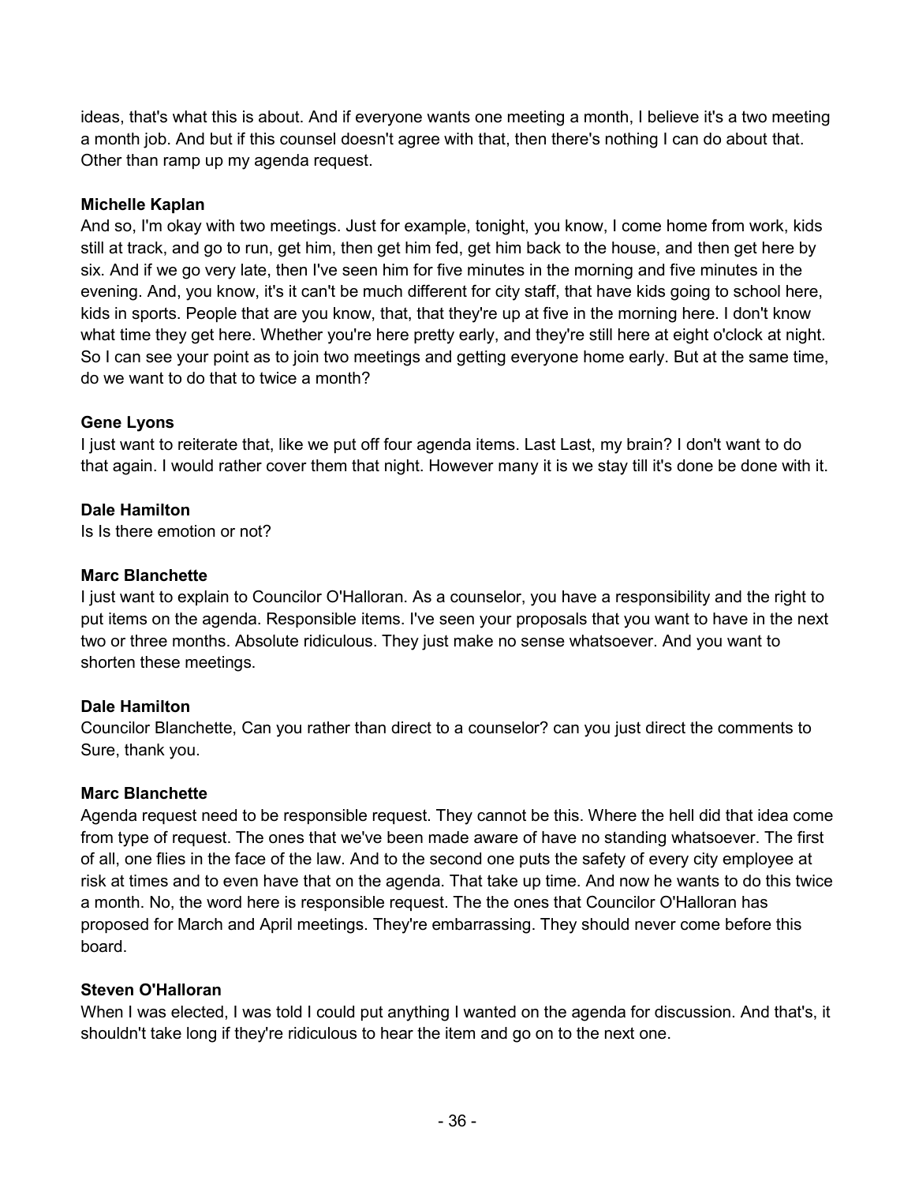ideas, that's what this is about. And if everyone wants one meeting a month, I believe it's a two meeting a month job. And but if this counsel doesn't agree with that, then there's nothing I can do about that. Other than ramp up my agenda request.

**Michelle Kaplan**
And so, I'm okay with two meetings. Just for example, tonight, you know, I come home from work, kids still at track, and go to run, get him, then get him fed, get him back to the house, and then get here by six. And if we go very late, then I've seen him for five minutes in the morning and five minutes in the evening. And, you know, it's it can't be much different for city staff, that have kids going to school here, kids in sports. People that are you know, that, that they're up at five in the morning here. I don't know what time they get here. Whether you're here pretty early, and they're still here at eight o'clock at night. So I can see your point as to join two meetings and getting everyone home early. But at the same time, do we want to do that to twice a month?

**Gene Lyons**
I just want to reiterate that, like we put off four agenda items. Last Last, my brain? I don't want to do that again. I would rather cover them that night. However many it is we stay till it's done be done with it.

**Dale Hamilton**
Is Is there emotion or not?

**Marc Blanchette**
I just want to explain to Councilor O'Halloran. As a counselor, you have a responsibility and the right to put items on the agenda. Responsible items. I've seen your proposals that you want to have in the next two or three months. Absolute ridiculous. They just make no sense whatsoever. And you want to shorten these meetings.

**Dale Hamilton**
Councilor Blanchette, Can you rather than direct to a counselor? can you just direct the comments to Sure, thank you.

**Marc Blanchette**
Agenda request need to be responsible request. They cannot be this. Where the hell did that idea come from type of request. The ones that we've been made aware of have no standing whatsoever. The first of all, one flies in the face of the law. And to the second one puts the safety of every city employee at risk at times and to even have that on the agenda. That take up time. And now he wants to do this twice a month. No, the word here is responsible request. The the ones that Councilor O'Halloran has proposed for March and April meetings. They're embarrassing. They should never come before this board.

**Steven O'Halloran**
When I was elected, I was told I could put anything I wanted on the agenda for discussion. And that's, it shouldn't take long if they're ridiculous to hear the item and go on to the next one.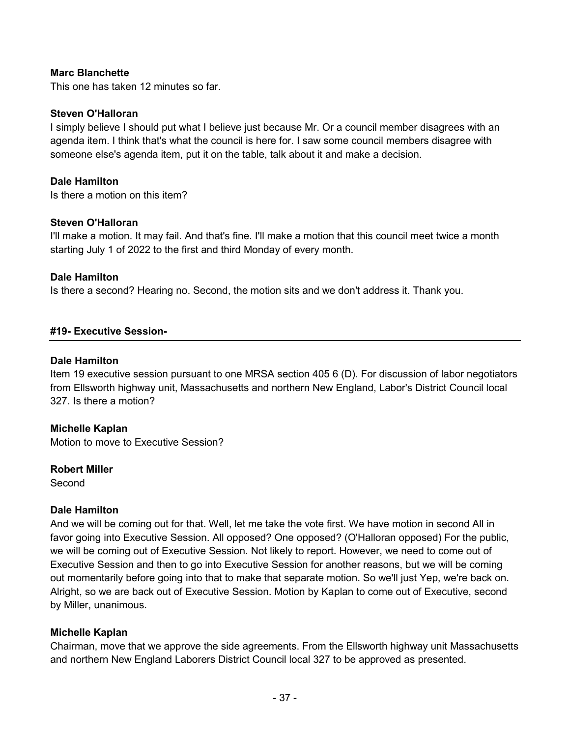**Marc Blanchette**
This one has taken 12 minutes so far.

**Steven O'Halloran**
I simply believe I should put what I believe just because Mr. Or a council member disagrees with an agenda item. I think that's what the council is here for. I saw some council members disagree with someone else's agenda item, put it on the table, talk about it and make a decision.

**Dale Hamilton**
Is there a motion on this item?

**Steven O'Halloran**
I'll make a motion. It may fail. And that's fine. I'll make a motion that this council meet twice a month starting July 1 of 2022 to the first and third Monday of every month.

**Dale Hamilton**
Is there a second? Hearing no. Second, the motion sits and we don't address it. Thank you.

## #19- Executive Session-

**Dale Hamilton**
Item 19 executive session pursuant to one MRSA section 405 6 (D). For discussion of labor negotiators from Ellsworth highway unit, Massachusetts and northern New England, Labor's District Council local 327. Is there a motion?

**Michelle Kaplan**
Motion to move to Executive Session?

**Robert Miller**
Second

**Dale Hamilton**
And we will be coming out for that. Well, let me take the vote first. We have motion in second All in favor going into Executive Session. All opposed? One opposed? (O'Halloran opposed) For the public, we will be coming out of Executive Session. Not likely to report. However, we need to come out of Executive Session and then to go into Executive Session for another reasons, but we will be coming out momentarily before going into that to make that separate motion. So we'll just Yep, we're back on. Alright, so we are back out of Executive Session. Motion by Kaplan to come out of Executive, second by Miller, unanimous.

**Michelle Kaplan**
Chairman, move that we approve the side agreements. From the Ellsworth highway unit Massachusetts and northern New England Laborers District Council local 327 to be approved as presented.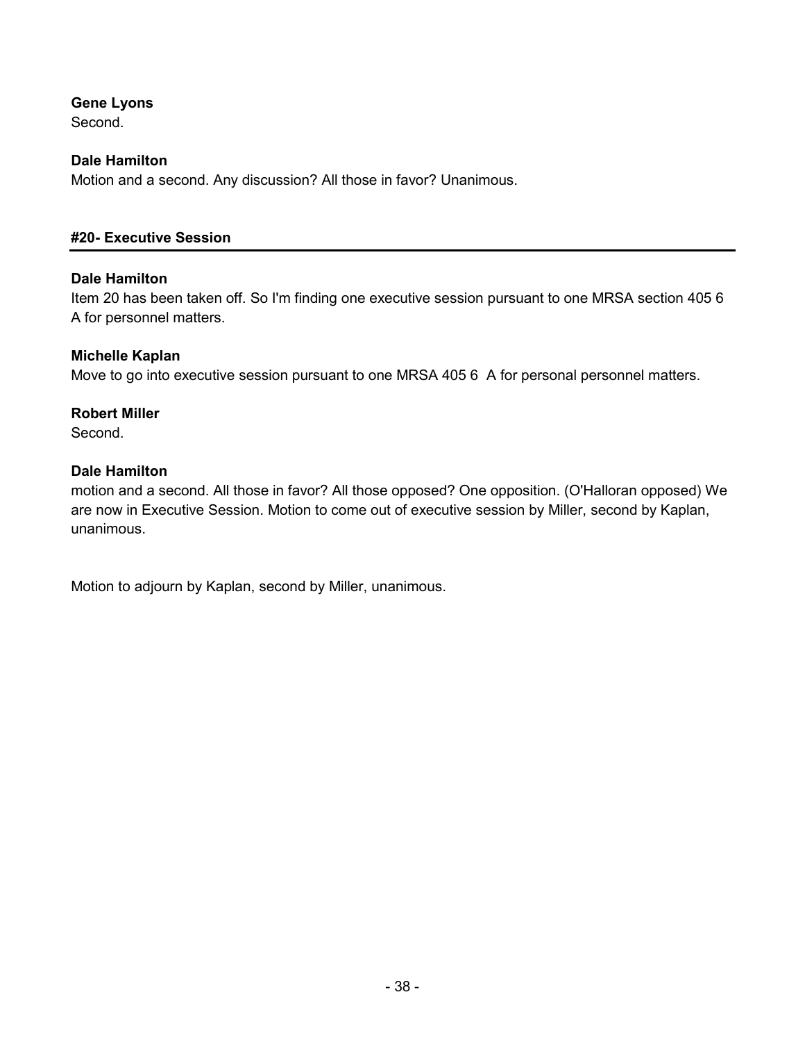**Gene Lyons**
Second.

**Dale Hamilton**
Motion and a second. Any discussion? All those in favor? Unanimous.

### #20- Executive Session

**Dale Hamilton**
Item 20 has been taken off. So I'm finding one executive session pursuant to one MRSA section 405 6 A for personnel matters.

**Michelle Kaplan**
Move to go into executive session pursuant to one MRSA 405 6 A for personal personnel matters.

**Robert Miller**
Second.

**Dale Hamilton**
motion and a second. All those in favor? All those opposed? One opposition. (O'Halloran opposed) We are now in Executive Session. Motion to come out of executive session by Miller, second by Kaplan, unanimous.

Motion to adjourn by Kaplan, second by Miller, unanimous.